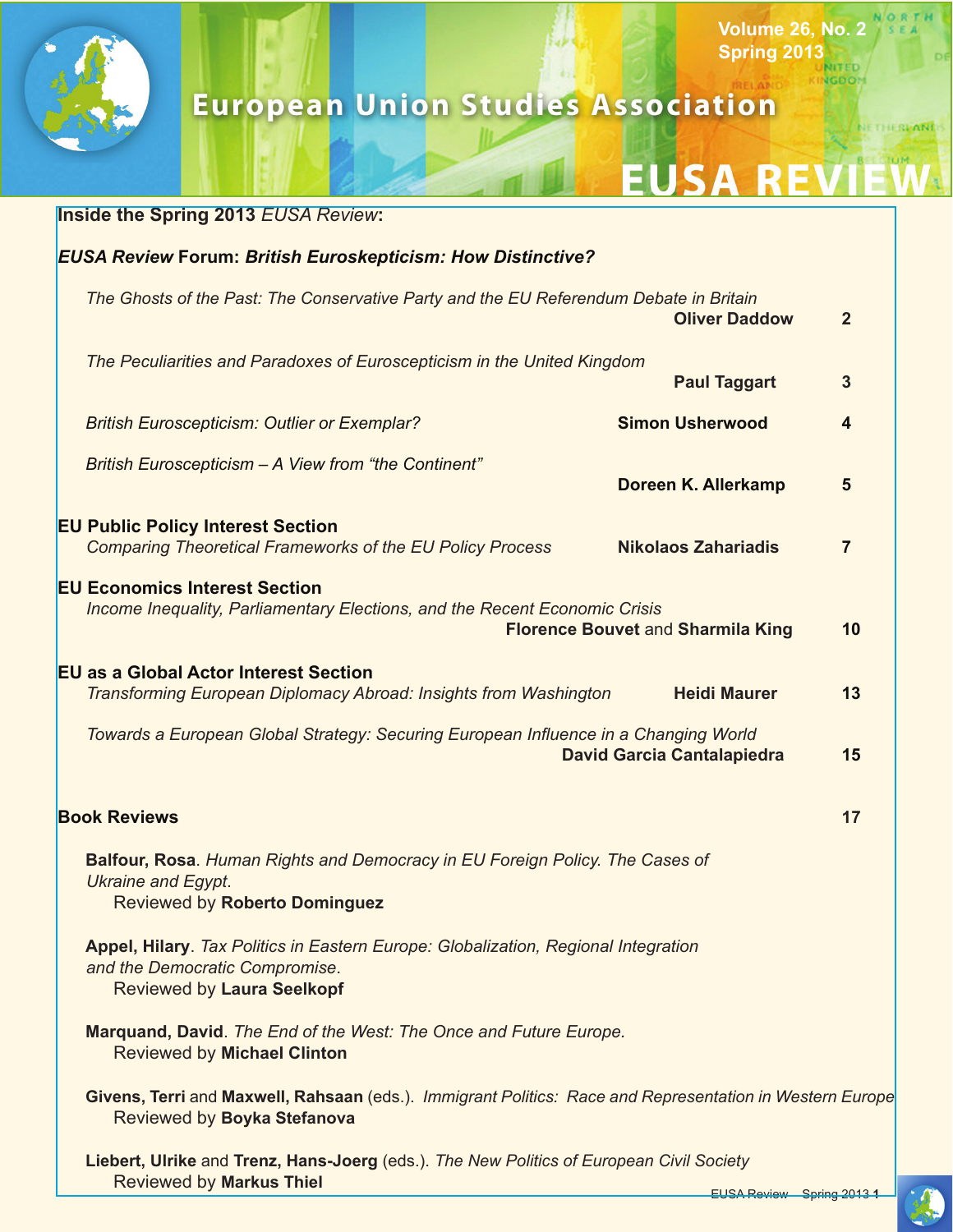# European Union Studies Association

# EUSA REVIEW

Volume 26, No. 2
Spring 2013

## Inside the Spring 2013 *EUSA Review*:

### *EUSA Review* Forum: *British Euroskepticism: How Distinctive?*

*The Ghosts of the Past: The Conservative Party and the EU Referendum Debate in Britain* — **Oliver Daddow** — 2

*The Peculiarities and Paradoxes of Euroscepticism in the United Kingdom* — **Paul Taggart** — 3

*British Euroscepticism: Outlier or Exemplar?* — **Simon Usherwood** — 4

*British Euroscepticism – A View from "the Continent"* — **Doreen K. Allerkamp** — 5

### EU Public Policy Interest Section

*Comparing Theoretical Frameworks of the EU Policy Process* — **Nikolaos Zahariadis** — 7

### EU Economics Interest Section

*Income Inequality, Parliamentary Elections, and the Recent Economic Crisis* — **Florence Bouvet** and **Sharmila King** — 10

### EU as a Global Actor Interest Section

*Transforming European Diplomacy Abroad: Insights from Washington* — **Heidi Maurer** — 13

*Towards a European Global Strategy: Securing European Influence in a Changing World* — **David Garcia Cantalapiedra** — 15

### Book Reviews — 17

**Balfour, Rosa**. *Human Rights and Democracy in EU Foreign Policy. The Cases of Ukraine and Egypt*.
Reviewed by **Roberto Dominguez**

**Appel, Hilary**. *Tax Politics in Eastern Europe: Globalization, Regional Integration and the Democratic Compromise*.
Reviewed by **Laura Seelkopf**

**Marquand, David**. *The End of the West: The Once and Future Europe*.
Reviewed by **Michael Clinton**

**Givens, Terri** and **Maxwell, Rahsaan** (eds.). *Immigrant Politics: Race and Representation in Western Europe*
Reviewed by **Boyka Stefanova**

**Liebert, Ulrike** and **Trenz, Hans-Joerg** (eds.). *The New Politics of European Civil Society*
Reviewed by **Markus Thiel**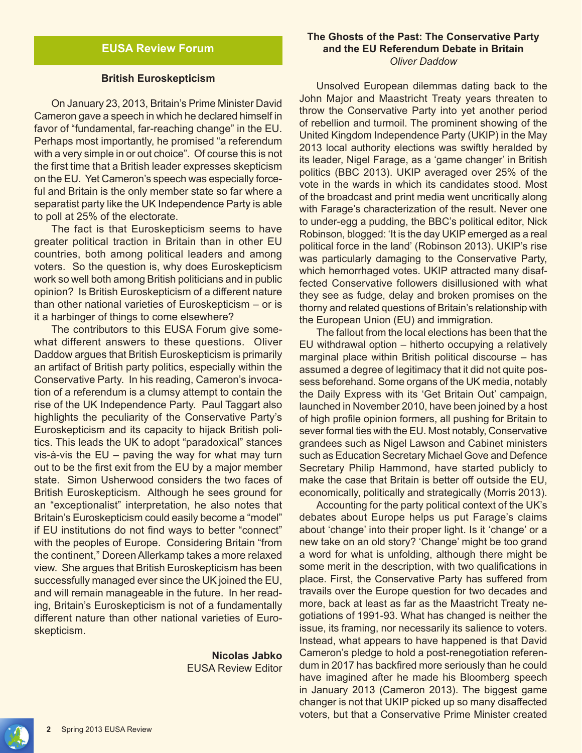## EUSA Review Forum

### British Euroskepticism

On January 23, 2013, Britain's Prime Minister David Cameron gave a speech in which he declared himself in favor of "fundamental, far-reaching change" in the EU. Perhaps most importantly, he promised "a referendum with a very simple in or out choice". Of course this is not the first time that a British leader expresses skepticism on the EU. Yet Cameron's speech was especially forceful and Britain is the only member state so far where a separatist party like the UK Independence Party is able to poll at 25% of the electorate.

The fact is that Euroskepticism seems to have greater political traction in Britain than in other EU countries, both among political leaders and among voters. So the question is, why does Euroskepticism work so well both among British politicians and in public opinion? Is British Euroskepticism of a different nature than other national varieties of Euroskepticism – or is it a harbinger of things to come elsewhere?

The contributors to this EUSA Forum give somewhat different answers to these questions. Oliver Daddow argues that British Euroskepticism is primarily an artifact of British party politics, especially within the Conservative Party. In his reading, Cameron's invocation of a referendum is a clumsy attempt to contain the rise of the UK Independence Party. Paul Taggart also highlights the peculiarity of the Conservative Party's Euroskepticism and its capacity to hijack British politics. This leads the UK to adopt "paradoxical" stances vis-à-vis the EU – paving the way for what may turn out to be the first exit from the EU by a major member state. Simon Usherwood considers the two faces of British Euroskepticism. Although he sees ground for an "exceptionalist" interpretation, he also notes that Britain's Euroskepticism could easily become a "model" if EU institutions do not find ways to better "connect" with the peoples of Europe. Considering Britain "from the continent," Doreen Allerkamp takes a more relaxed view. She argues that British Euroskepticism has been successfully managed ever since the UK joined the EU, and will remain manageable in the future. In her reading, Britain's Euroskepticism is not of a fundamentally different nature than other national varieties of Euroskepticism.

**Nicolas Jabko**
EUSA Review Editor

### The Ghosts of the Past: The Conservative Party and the EU Referendum Debate in Britain

*Oliver Daddow*

Unsolved European dilemmas dating back to the John Major and Maastricht Treaty years threaten to throw the Conservative Party into yet another period of rebellion and turmoil. The prominent showing of the United Kingdom Independence Party (UKIP) in the May 2013 local authority elections was swiftly heralded by its leader, Nigel Farage, as a 'game changer' in British politics (BBC 2013). UKIP averaged over 25% of the vote in the wards in which its candidates stood. Most of the broadcast and print media went uncritically along with Farage's characterization of the result. Never one to under-egg a pudding, the BBC's political editor, Nick Robinson, blogged: 'It is the day UKIP emerged as a real political force in the land' (Robinson 2013). UKIP's rise was particularly damaging to the Conservative Party, which hemorrhaged votes. UKIP attracted many disaffected Conservative followers disillusioned with what they see as fudge, delay and broken promises on the thorny and related questions of Britain's relationship with the European Union (EU) and immigration.

The fallout from the local elections has been that the EU withdrawal option – hitherto occupying a relatively marginal place within British political discourse – has assumed a degree of legitimacy that it did not quite possess beforehand. Some organs of the UK media, notably the Daily Express with its 'Get Britain Out' campaign, launched in November 2010, have been joined by a host of high profile opinion formers, all pushing for Britain to sever formal ties with the EU. Most notably, Conservative grandees such as Nigel Lawson and Cabinet ministers such as Education Secretary Michael Gove and Defence Secretary Philip Hammond, have started publicly to make the case that Britain is better off outside the EU, economically, politically and strategically (Morris 2013).

Accounting for the party political context of the UK's debates about Europe helps us put Farage's claims about 'change' into their proper light. Is it 'change' or a new take on an old story? 'Change' might be too grand a word for what is unfolding, although there might be some merit in the description, with two qualifications in place. First, the Conservative Party has suffered from travails over the Europe question for two decades and more, back at least as far as the Maastricht Treaty negotiations of 1991-93. What has changed is neither the issue, its framing, nor necessarily its salience to voters. Instead, what appears to have happened is that David Cameron's pledge to hold a post-renegotiation referendum in 2017 has backfired more seriously than he could have imagined after he made his Bloomberg speech in January 2013 (Cameron 2013). The biggest game changer is not that UKIP picked up so many disaffected voters, but that a Conservative Prime Minister created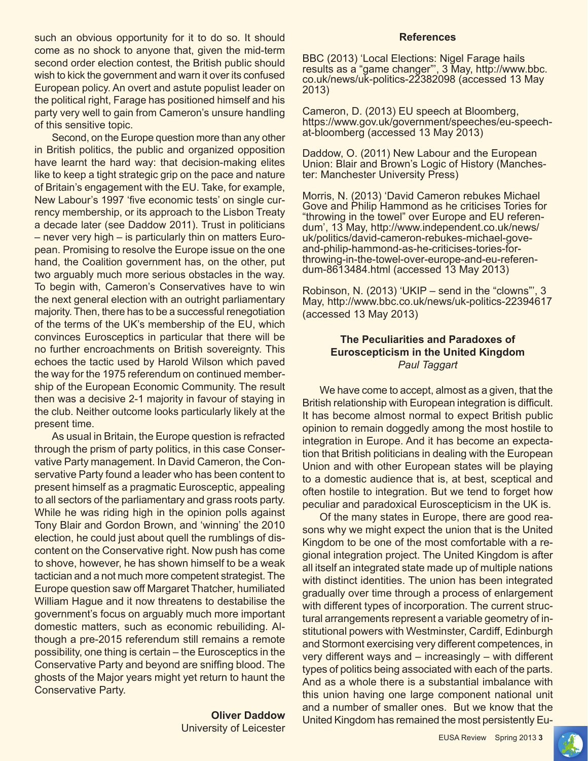such an obvious opportunity for it to do so. It should come as no shock to anyone that, given the mid-term second order election contest, the British public should wish to kick the government and warn it over its confused European policy. An overt and astute populist leader on the political right, Farage has positioned himself and his party very well to gain from Cameron's unsure handling of this sensitive topic.

Second, on the Europe question more than any other in British politics, the public and organized opposition have learnt the hard way: that decision-making elites like to keep a tight strategic grip on the pace and nature of Britain's engagement with the EU. Take, for example, New Labour's 1997 'five economic tests' on single currency membership, or its approach to the Lisbon Treaty a decade later (see Daddow 2011). Trust in politicians – never very high – is particularly thin on matters European. Promising to resolve the Europe issue on the one hand, the Coalition government has, on the other, put two arguably much more serious obstacles in the way. To begin with, Cameron's Conservatives have to win the next general election with an outright parliamentary majority. Then, there has to be a successful renegotiation of the terms of the UK's membership of the EU, which convinces Eurosceptics in particular that there will be no further encroachments on British sovereignty. This echoes the tactic used by Harold Wilson which paved the way for the 1975 referendum on continued membership of the European Economic Community. The result then was a decisive 2-1 majority in favour of staying in the club. Neither outcome looks particularly likely at the present time.

As usual in Britain, the Europe question is refracted through the prism of party politics, in this case Conservative Party management. In David Cameron, the Conservative Party found a leader who has been content to present himself as a pragmatic Eurosceptic, appealing to all sectors of the parliamentary and grass roots party. While he was riding high in the opinion polls against Tony Blair and Gordon Brown, and 'winning' the 2010 election, he could just about quell the rumblings of discontent on the Conservative right. Now push has come to shove, however, he has shown himself to be a weak tactician and a not much more competent strategist. The Europe question saw off Margaret Thatcher, humiliated William Hague and it now threatens to destabilise the government's focus on arguably much more important domestic matters, such as economic rebuiliding. Although a pre-2015 referendum still remains a remote possibility, one thing is certain – the Eurosceptics in the Conservative Party and beyond are sniffing blood. The ghosts of the Major years might yet return to haunt the Conservative Party.

**Oliver Daddow**
University of Leicester

### References

BBC (2013) 'Local Elections: Nigel Farage hails results as a "game changer"', 3 May, http://www.bbc.co.uk/news/uk-politics-22382098 (accessed 13 May 2013)

Cameron, D. (2013) EU speech at Bloomberg, https://www.gov.uk/government/speeches/eu-speech-at-bloomberg (accessed 13 May 2013)

Daddow, O. (2011) New Labour and the European Union: Blair and Brown's Logic of History (Manchester: Manchester University Press)

Morris, N. (2013) 'David Cameron rebukes Michael Gove and Philip Hammond as he criticises Tories for "throwing in the towel" over Europe and EU referendum', 13 May, http://www.independent.co.uk/news/uk/politics/david-cameron-rebukes-michael-gove-and-philip-hammond-as-he-criticises-tories-for-throwing-in-the-towel-over-europe-and-eu-referendum-8613484.html (accessed 13 May 2013)

Robinson, N. (2013) 'UKIP – send in the "clowns"', 3 May, http://www.bbc.co.uk/news/uk-politics-22394617 (accessed 13 May 2013)

## The Peculiarities and Paradoxes of Euroscepticism in the United Kingdom

*Paul Taggart*

We have come to accept, almost as a given, that the British relationship with European integration is difficult. It has become almost normal to expect British public opinion to remain doggedly among the most hostile to integration in Europe. And it has become an expectation that British politicians in dealing with the European Union and with other European states will be playing to a domestic audience that is, at best, sceptical and often hostile to integration. But we tend to forget how peculiar and paradoxical Euroscepticism in the UK is.

Of the many states in Europe, there are good reasons why we might expect the union that is the United Kingdom to be one of the most comfortable with a regional integration project. The United Kingdom is after all itself an integrated state made up of multiple nations with distinct identities. The union has been integrated gradually over time through a process of enlargement with different types of incorporation. The current structural arrangements represent a variable geometry of institutional powers with Westminster, Cardiff, Edinburgh and Stormont exercising very different competences, in very different ways and – increasingly – with different types of politics being associated with each of the parts. And as a whole there is a substantial imbalance with this union having one large component national unit and a number of smaller ones. But we know that the United Kingdom has remained the most persistently Eu-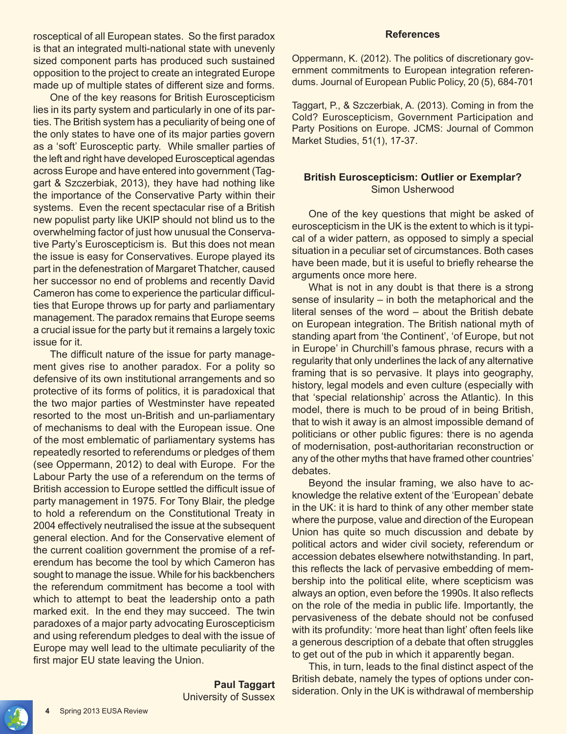rosceptical of all European states. So the first paradox is that an integrated multi-national state with unevenly sized component parts has produced such sustained opposition to the project to create an integrated Europe made up of multiple states of different size and forms.

One of the key reasons for British Euroscepticism lies in its party system and particularly in one of its parties. The British system has a peculiarity of being one of the only states to have one of its major parties govern as a 'soft' Eurosceptic party. While smaller parties of the left and right have developed Eurosceptical agendas across Europe and have entered into government (Taggart & Szczerbiak, 2013), they have had nothing like the importance of the Conservative Party within their systems. Even the recent spectacular rise of a British new populist party like UKIP should not blind us to the overwhelming factor of just how unusual the Conservative Party's Euroscepticism is. But this does not mean the issue is easy for Conservatives. Europe played its part in the defenestration of Margaret Thatcher, caused her successor no end of problems and recently David Cameron has come to experience the particular difficulties that Europe throws up for party and parliamentary management. The paradox remains that Europe seems a crucial issue for the party but it remains a largely toxic issue for it.

The difficult nature of the issue for party management gives rise to another paradox. For a polity so defensive of its own institutional arrangements and so protective of its forms of politics, it is paradoxical that the two major parties of Westminster have repeated resorted to the most un-British and un-parliamentary of mechanisms to deal with the European issue. One of the most emblematic of parliamentary systems has repeatedly resorted to referendums or pledges of them (see Oppermann, 2012) to deal with Europe. For the Labour Party the use of a referendum on the terms of British accession to Europe settled the difficult issue of party management in 1975. For Tony Blair, the pledge to hold a referendum on the Constitutional Treaty in 2004 effectively neutralised the issue at the subsequent general election. And for the Conservative element of the current coalition government the promise of a referendum has become the tool by which Cameron has sought to manage the issue. While for his backbenchers the referendum commitment has become a tool with which to attempt to beat the leadership onto a path marked exit. In the end they may succeed. The twin paradoxes of a major party advocating Euroscepticism and using referendum pledges to deal with the issue of Europe may well lead to the ultimate peculiarity of the first major EU state leaving the Union.

**Paul Taggart**
University of Sussex

**References**

Oppermann, K. (2012). The politics of discretionary government commitments to European integration referendums. Journal of European Public Policy, 20 (5), 684-701

Taggart, P., & Szczerbiak, A. (2013). Coming in from the Cold? Euroscepticism, Government Participation and Party Positions on Europe. JCMS: Journal of Common Market Studies, 51(1), 17-37.

## British Euroscepticism: Outlier or Exemplar?

Simon Usherwood

One of the key questions that might be asked of euroscepticism in the UK is the extent to which is it typical of a wider pattern, as opposed to simply a special situation in a peculiar set of circumstances. Both cases have been made, but it is useful to briefly rehearse the arguments once more here.

What is not in any doubt is that there is a strong sense of insularity – in both the metaphorical and the literal senses of the word – about the British debate on European integration. The British national myth of standing apart from 'the Continent', 'of Europe, but not in Europe' in Churchill's famous phrase, recurs with a regularity that only underlines the lack of any alternative framing that is so pervasive. It plays into geography, history, legal models and even culture (especially with that 'special relationship' across the Atlantic). In this model, there is much to be proud of in being British, that to wish it away is an almost impossible demand of politicians or other public figures: there is no agenda of modernisation, post-authoritarian reconstruction or any of the other myths that have framed other countries' debates.

Beyond the insular framing, we also have to acknowledge the relative extent of the 'European' debate in the UK: it is hard to think of any other member state where the purpose, value and direction of the European Union has quite so much discussion and debate by political actors and wider civil society, referendum or accession debates elsewhere notwithstanding. In part, this reflects the lack of pervasive embedding of membership into the political elite, where scepticism was always an option, even before the 1990s. It also reflects on the role of the media in public life. Importantly, the pervasiveness of the debate should not be confused with its profundity: 'more heat than light' often feels like a generous description of a debate that often struggles to get out of the pub in which it apparently began.

This, in turn, leads to the final distinct aspect of the British debate, namely the types of options under consideration. Only in the UK is withdrawal of membership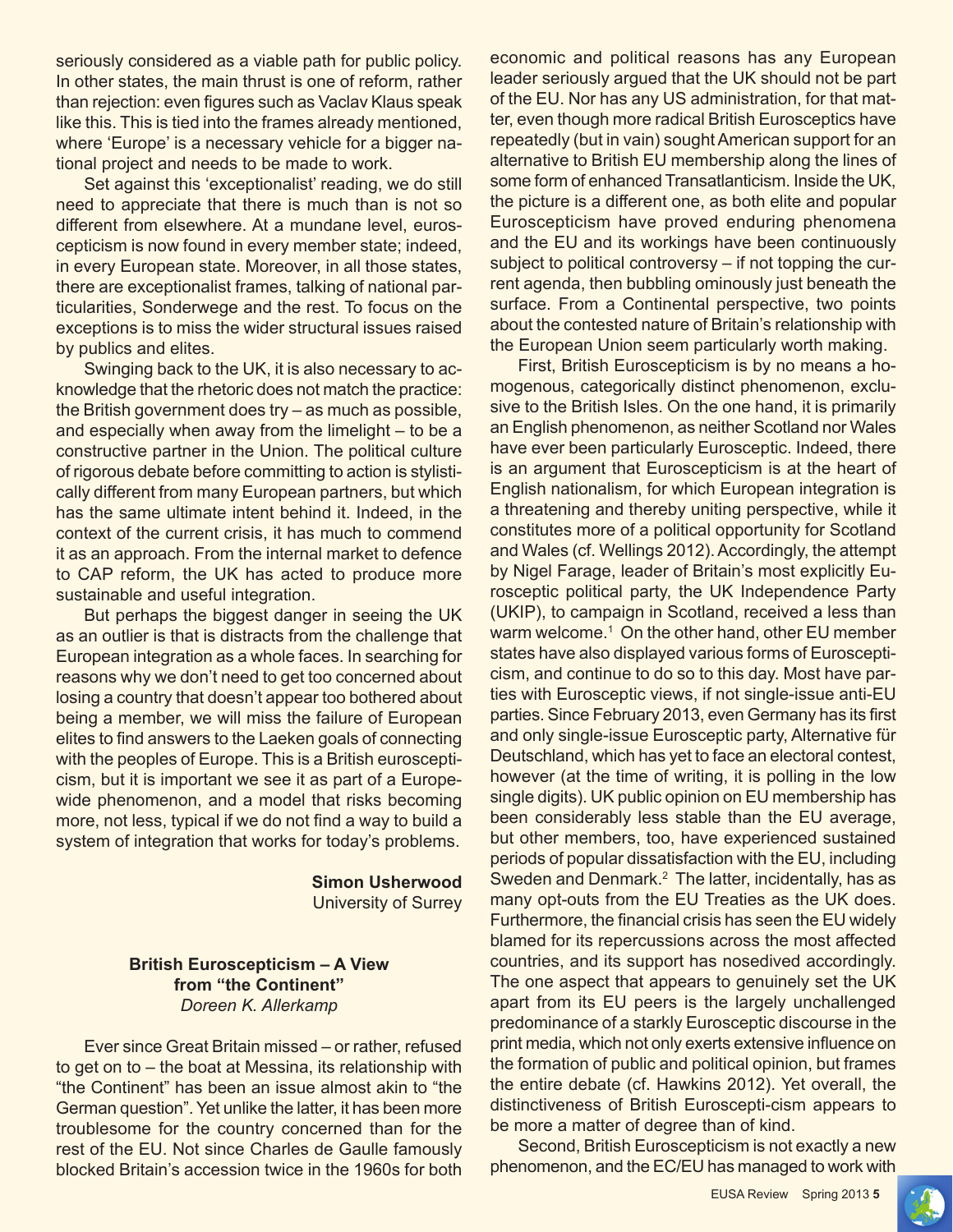seriously considered as a viable path for public policy. In other states, the main thrust is one of reform, rather than rejection: even figures such as Vaclav Klaus speak like this. This is tied into the frames already mentioned, where 'Europe' is a necessary vehicle for a bigger national project and needs to be made to work.

Set against this 'exceptionalist' reading, we do still need to appreciate that there is much than is not so different from elsewhere. At a mundane level, euroscepticism is now found in every member state; indeed, in every European state. Moreover, in all those states, there are exceptionalist frames, talking of national particularities, Sonderwege and the rest. To focus on the exceptions is to miss the wider structural issues raised by publics and elites.

Swinging back to the UK, it is also necessary to acknowledge that the rhetoric does not match the practice: the British government does try – as much as possible, and especially when away from the limelight – to be a constructive partner in the Union. The political culture of rigorous debate before committing to action is stylistically different from many European partners, but which has the same ultimate intent behind it. Indeed, in the context of the current crisis, it has much to commend it as an approach. From the internal market to defence to CAP reform, the UK has acted to produce more sustainable and useful integration.

But perhaps the biggest danger in seeing the UK as an outlier is that is distracts from the challenge that European integration as a whole faces. In searching for reasons why we don't need to get too concerned about losing a country that doesn't appear too bothered about being a member, we will miss the failure of European elites to find answers to the Laeken goals of connecting with the peoples of Europe. This is a British euroscepticism, but it is important we see it as part of a Europe-wide phenomenon, and a model that risks becoming more, not less, typical if we do not find a way to build a system of integration that works for today's problems.

**Simon Usherwood**
University of Surrey

### British Euroscepticism – A View from "the Continent"

*Doreen K. Allerkamp*

Ever since Great Britain missed – or rather, refused to get on to – the boat at Messina, its relationship with "the Continent" has been an issue almost akin to "the German question". Yet unlike the latter, it has been more troublesome for the country concerned than for the rest of the EU. Not since Charles de Gaulle famously blocked Britain's accession twice in the 1960s for both economic and political reasons has any European leader seriously argued that the UK should not be part of the EU. Nor has any US administration, for that matter, even though more radical British Eurosceptics have repeatedly (but in vain) sought American support for an alternative to British EU membership along the lines of some form of enhanced Transatlanticism. Inside the UK, the picture is a different one, as both elite and popular Euroscepticism have proved enduring phenomena and the EU and its workings have been continuously subject to political controversy – if not topping the current agenda, then bubbling ominously just beneath the surface. From a Continental perspective, two points about the contested nature of Britain's relationship with the European Union seem particularly worth making.

First, British Euroscepticism is by no means a homogenous, categorically distinct phenomenon, exclusive to the British Isles. On the one hand, it is primarily an English phenomenon, as neither Scotland nor Wales have ever been particularly Eurosceptic. Indeed, there is an argument that Euroscepticism is at the heart of English nationalism, for which European integration is a threatening and thereby uniting perspective, while it constitutes more of a political opportunity for Scotland and Wales (cf. Wellings 2012). Accordingly, the attempt by Nigel Farage, leader of Britain's most explicitly Eurosceptic political party, the UK Independence Party (UKIP), to campaign in Scotland, received a less than warm welcome.[1] On the other hand, other EU member states have also displayed various forms of Euroscepticism, and continue to do so to this day. Most have parties with Eurosceptic views, if not single-issue anti-EU parties. Since February 2013, even Germany has its first and only single-issue Eurosceptic party, Alternative für Deutschland, which has yet to face an electoral contest, however (at the time of writing, it is polling in the low single digits). UK public opinion on EU membership has been considerably less stable than the EU average, but other members, too, have experienced sustained periods of popular dissatisfaction with the EU, including Sweden and Denmark.[2] The latter, incidentally, has as many opt-outs from the EU Treaties as the UK does. Furthermore, the financial crisis has seen the EU widely blamed for its repercussions across the most affected countries, and its support has nosedived accordingly. The one aspect that appears to genuinely set the UK apart from its EU peers is the largely unchallenged predominance of a starkly Eurosceptic discourse in the print media, which not only exerts extensive influence on the formation of public and political opinion, but frames the entire debate (cf. Hawkins 2012). Yet overall, the distinctiveness of British Euroscepti-cism appears to be more a matter of degree than of kind.

Second, British Euroscepticism is not exactly a new phenomenon, and the EC/EU has managed to work with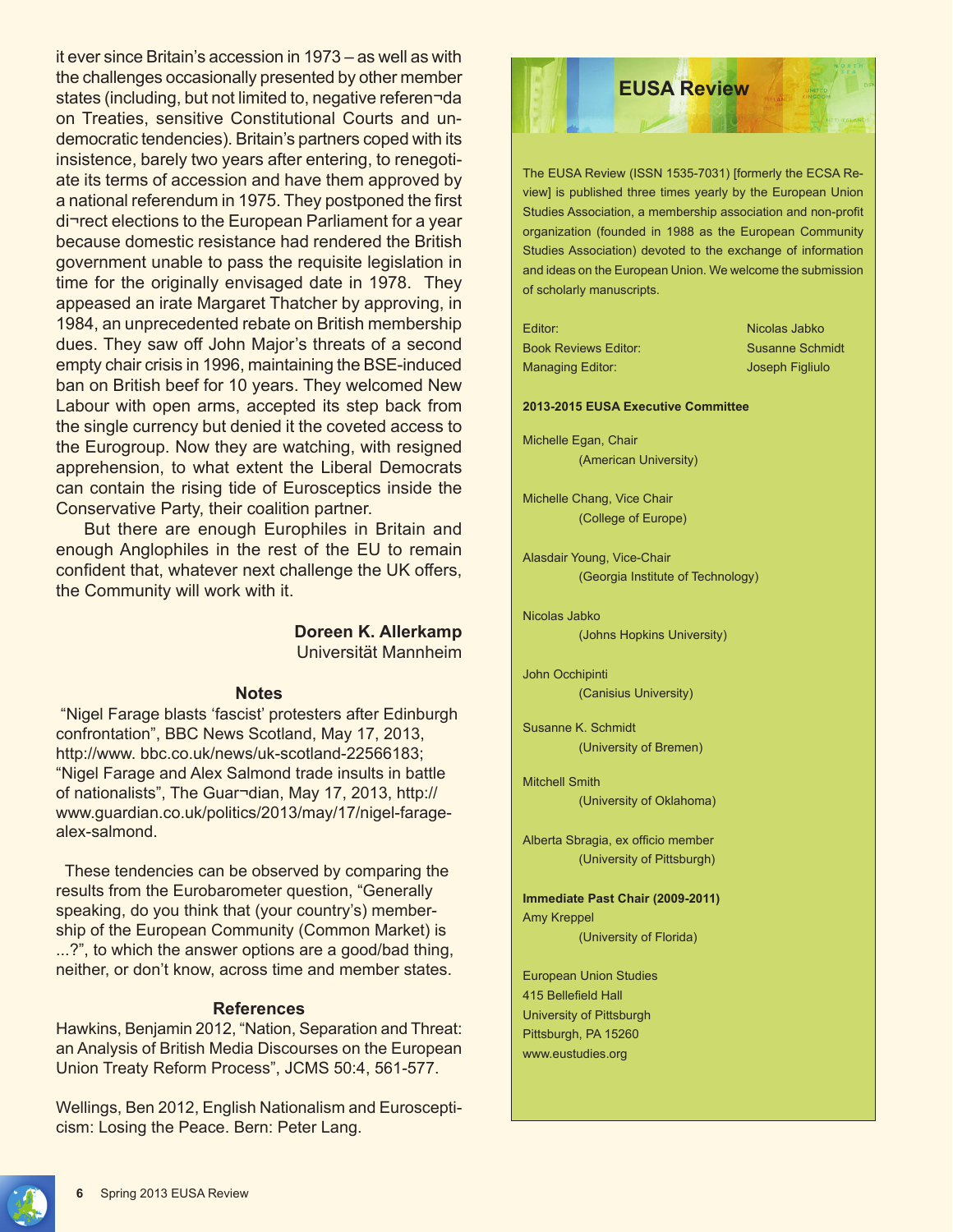it ever since Britain's accession in 1973 – as well as with the challenges occasionally presented by other member states (including, but not limited to, negative referen¬da on Treaties, sensitive Constitutional Courts and undemocratic tendencies). Britain's partners coped with its insistence, barely two years after entering, to renegotiate its terms of accession and have them approved by a national referendum in 1975. They postponed the first di¬rect elections to the European Parliament for a year because domestic resistance had rendered the British government unable to pass the requisite legislation in time for the originally envisaged date in 1978. They appeased an irate Margaret Thatcher by approving, in 1984, an unprecedented rebate on British membership dues. They saw off John Major's threats of a second empty chair crisis in 1996, maintaining the BSE-induced ban on British beef for 10 years. They welcomed New Labour with open arms, accepted its step back from the single currency but denied it the coveted access to the Eurogroup. Now they are watching, with resigned apprehension, to what extent the Liberal Democrats can contain the rising tide of Eurosceptics inside the Conservative Party, their coalition partner.

But there are enough Europhiles in Britain and enough Anglophiles in the rest of the EU to remain confident that, whatever next challenge the UK offers, the Community will work with it.

**Doreen K. Allerkamp**
Universität Mannheim

### Notes

"Nigel Farage blasts 'fascist' protesters after Edinburgh confrontation", BBC News Scotland, May 17, 2013, http://www. bbc.co.uk/news/uk-scotland-22566183; "Nigel Farage and Alex Salmond trade insults in battle of nationalists", The Guar¬dian, May 17, 2013, http:// www.guardian.co.uk/politics/2013/may/17/nigel-farage-alex-salmond.

These tendencies can be observed by comparing the results from the Eurobarometer question, "Generally speaking, do you think that (your country's) membership of the European Community (Common Market) is ...?", to which the answer options are a good/bad thing, neither, or don't know, across time and member states.

### References

Hawkins, Benjamin 2012, "Nation, Separation and Threat: an Analysis of British Media Discourses on the European Union Treaty Reform Process", JCMS 50:4, 561-577.

Wellings, Ben 2012, English Nationalism and Euroscepticism: Losing the Peace. Bern: Peter Lang.

## EUSA Review

The EUSA Review (ISSN 1535-7031) [formerly the ECSA Review] is published three times yearly by the European Union Studies Association, a membership association and non-profit organization (founded in 1988 as the European Community Studies Association) devoted to the exchange of information and ideas on the European Union. We welcome the submission of scholarly manuscripts.

| | |
|---|---|
| Editor: | Nicolas Jabko |
| Book Reviews Editor: | Susanne Schmidt |
| Managing Editor: | Joseph Figliulo |

**2013-2015 EUSA Executive Committee**

Michelle Egan, Chair
(American University)

Michelle Chang, Vice Chair
(College of Europe)

Alasdair Young, Vice-Chair
(Georgia Institute of Technology)

Nicolas Jabko
(Johns Hopkins University)

John Occhipinti
(Canisius University)

Susanne K. Schmidt
(University of Bremen)

Mitchell Smith
(University of Oklahoma)

Alberta Sbragia, ex officio member
(University of Pittsburgh)

**Immediate Past Chair (2009-2011)**
Amy Kreppel
(University of Florida)

European Union Studies
415 Bellefield Hall
University of Pittsburgh
Pittsburgh, PA 15260
www.eustudies.org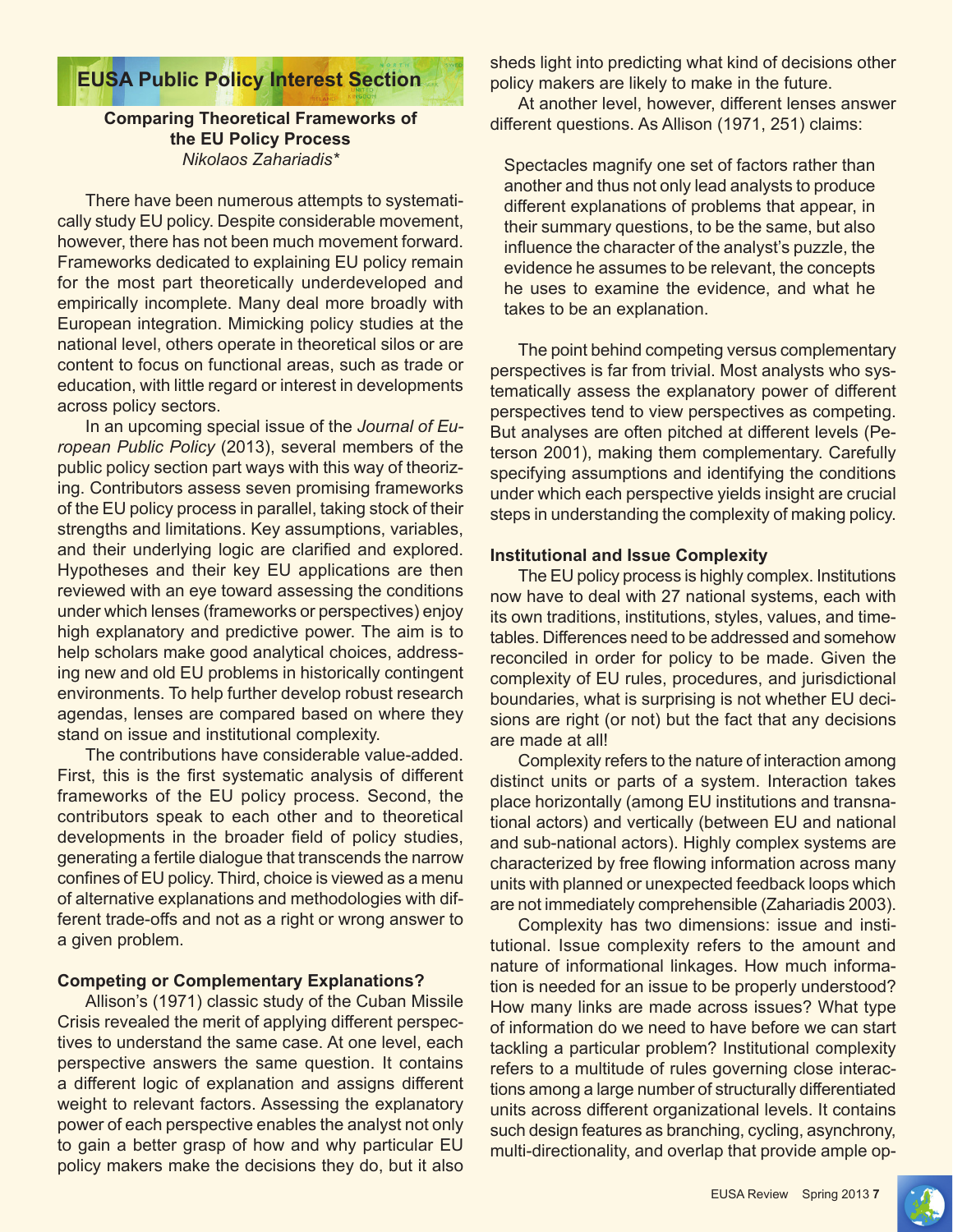## EUSA Public Policy Interest Section

### Comparing Theoretical Frameworks of the EU Policy Process

*Nikolaos Zahariadis**

There have been numerous attempts to systematically study EU policy. Despite considerable movement, however, there has not been much movement forward. Frameworks dedicated to explaining EU policy remain for the most part theoretically underdeveloped and empirically incomplete. Many deal more broadly with European integration. Mimicking policy studies at the national level, others operate in theoretical silos or are content to focus on functional areas, such as trade or education, with little regard or interest in developments across policy sectors.

In an upcoming special issue of the *Journal of European Public Policy* (2013), several members of the public policy section part ways with this way of theorizing. Contributors assess seven promising frameworks of the EU policy process in parallel, taking stock of their strengths and limitations. Key assumptions, variables, and their underlying logic are clarified and explored. Hypotheses and their key EU applications are then reviewed with an eye toward assessing the conditions under which lenses (frameworks or perspectives) enjoy high explanatory and predictive power. The aim is to help scholars make good analytical choices, addressing new and old EU problems in historically contingent environments. To help further develop robust research agendas, lenses are compared based on where they stand on issue and institutional complexity.

The contributions have considerable value-added. First, this is the first systematic analysis of different frameworks of the EU policy process. Second, the contributors speak to each other and to theoretical developments in the broader field of policy studies, generating a fertile dialogue that transcends the narrow confines of EU policy. Third, choice is viewed as a menu of alternative explanations and methodologies with different trade-offs and not as a right or wrong answer to a given problem.

#### Competing or Complementary Explanations?

Allison's (1971) classic study of the Cuban Missile Crisis revealed the merit of applying different perspectives to understand the same case. At one level, each perspective answers the same question. It contains a different logic of explanation and assigns different weight to relevant factors. Assessing the explanatory power of each perspective enables the analyst not only to gain a better grasp of how and why particular EU policy makers make the decisions they do, but it also sheds light into predicting what kind of decisions other policy makers are likely to make in the future.

At another level, however, different lenses answer different questions. As Allison (1971, 251) claims:

> Spectacles magnify one set of factors rather than another and thus not only lead analysts to produce different explanations of problems that appear, in their summary questions, to be the same, but also influence the character of the analyst's puzzle, the evidence he assumes to be relevant, the concepts he uses to examine the evidence, and what he takes to be an explanation.

The point behind competing versus complementary perspectives is far from trivial. Most analysts who systematically assess the explanatory power of different perspectives tend to view perspectives as competing. But analyses are often pitched at different levels (Peterson 2001), making them complementary. Carefully specifying assumptions and identifying the conditions under which each perspective yields insight are crucial steps in understanding the complexity of making policy.

#### Institutional and Issue Complexity

The EU policy process is highly complex. Institutions now have to deal with 27 national systems, each with its own traditions, institutions, styles, values, and timetables. Differences need to be addressed and somehow reconciled in order for policy to be made. Given the complexity of EU rules, procedures, and jurisdictional boundaries, what is surprising is not whether EU decisions are right (or not) but the fact that any decisions are made at all!

Complexity refers to the nature of interaction among distinct units or parts of a system. Interaction takes place horizontally (among EU institutions and transnational actors) and vertically (between EU and national and sub-national actors). Highly complex systems are characterized by free flowing information across many units with planned or unexpected feedback loops which are not immediately comprehensible (Zahariadis 2003).

Complexity has two dimensions: issue and institutional. Issue complexity refers to the amount and nature of informational linkages. How much information is needed for an issue to be properly understood? How many links are made across issues? What type of information do we need to have before we can start tackling a particular problem? Institutional complexity refers to a multitude of rules governing close interactions among a large number of structurally differentiated units across different organizational levels. It contains such design features as branching, cycling, asynchrony, multi-directionality, and overlap that provide ample op-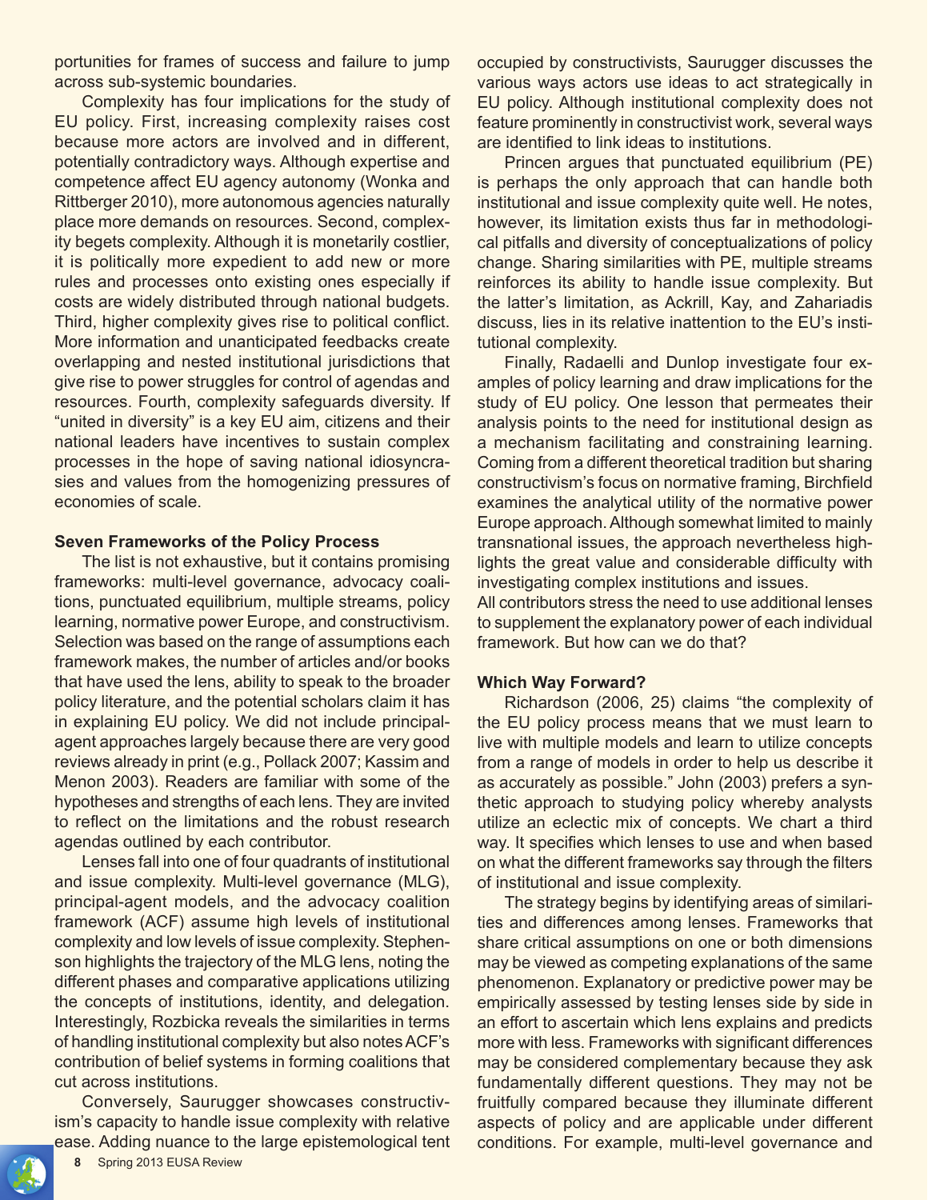portunities for frames of success and failure to jump across sub-systemic boundaries.

Complexity has four implications for the study of EU policy. First, increasing complexity raises cost because more actors are involved and in different, potentially contradictory ways. Although expertise and competence affect EU agency autonomy (Wonka and Rittberger 2010), more autonomous agencies naturally place more demands on resources. Second, complexity begets complexity. Although it is monetarily costlier, it is politically more expedient to add new or more rules and processes onto existing ones especially if costs are widely distributed through national budgets. Third, higher complexity gives rise to political conflict. More information and unanticipated feedbacks create overlapping and nested institutional jurisdictions that give rise to power struggles for control of agendas and resources. Fourth, complexity safeguards diversity. If "united in diversity" is a key EU aim, citizens and their national leaders have incentives to sustain complex processes in the hope of saving national idiosyncrasies and values from the homogenizing pressures of economies of scale.

**Seven Frameworks of the Policy Process**

The list is not exhaustive, but it contains promising frameworks: multi-level governance, advocacy coalitions, punctuated equilibrium, multiple streams, policy learning, normative power Europe, and constructivism. Selection was based on the range of assumptions each framework makes, the number of articles and/or books that have used the lens, ability to speak to the broader policy literature, and the potential scholars claim it has in explaining EU policy. We did not include principal-agent approaches largely because there are very good reviews already in print (e.g., Pollack 2007; Kassim and Menon 2003). Readers are familiar with some of the hypotheses and strengths of each lens. They are invited to reflect on the limitations and the robust research agendas outlined by each contributor.

Lenses fall into one of four quadrants of institutional and issue complexity. Multi-level governance (MLG), principal-agent models, and the advocacy coalition framework (ACF) assume high levels of institutional complexity and low levels of issue complexity. Stephenson highlights the trajectory of the MLG lens, noting the different phases and comparative applications utilizing the concepts of institutions, identity, and delegation. Interestingly, Rozbicka reveals the similarities in terms of handling institutional complexity but also notes ACF's contribution of belief systems in forming coalitions that cut across institutions.

Conversely, Saurugger showcases constructivism's capacity to handle issue complexity with relative ease. Adding nuance to the large epistemological tent occupied by constructivists, Saurugger discusses the various ways actors use ideas to act strategically in EU policy. Although institutional complexity does not feature prominently in constructivist work, several ways are identified to link ideas to institutions.

Princen argues that punctuated equilibrium (PE) is perhaps the only approach that can handle both institutional and issue complexity quite well. He notes, however, its limitation exists thus far in methodological pitfalls and diversity of conceptualizations of policy change. Sharing similarities with PE, multiple streams reinforces its ability to handle issue complexity. But the latter's limitation, as Ackrill, Kay, and Zahariadis discuss, lies in its relative inattention to the EU's institutional complexity.

Finally, Radaelli and Dunlop investigate four examples of policy learning and draw implications for the study of EU policy. One lesson that permeates their analysis points to the need for institutional design as a mechanism facilitating and constraining learning. Coming from a different theoretical tradition but sharing constructivism's focus on normative framing, Birchfield examines the analytical utility of the normative power Europe approach. Although somewhat limited to mainly transnational issues, the approach nevertheless highlights the great value and considerable difficulty with investigating complex institutions and issues.

All contributors stress the need to use additional lenses to supplement the explanatory power of each individual framework. But how can we do that?

**Which Way Forward?**

Richardson (2006, 25) claims "the complexity of the EU policy process means that we must learn to live with multiple models and learn to utilize concepts from a range of models in order to help us describe it as accurately as possible." John (2003) prefers a synthetic approach to studying policy whereby analysts utilize an eclectic mix of concepts. We chart a third way. It specifies which lenses to use and when based on what the different frameworks say through the filters of institutional and issue complexity.

The strategy begins by identifying areas of similarities and differences among lenses. Frameworks that share critical assumptions on one or both dimensions may be viewed as competing explanations of the same phenomenon. Explanatory or predictive power may be empirically assessed by testing lenses side by side in an effort to ascertain which lens explains and predicts more with less. Frameworks with significant differences may be considered complementary because they ask fundamentally different questions. They may not be fruitfully compared because they illuminate different aspects of policy and are applicable under different conditions. For example, multi-level governance and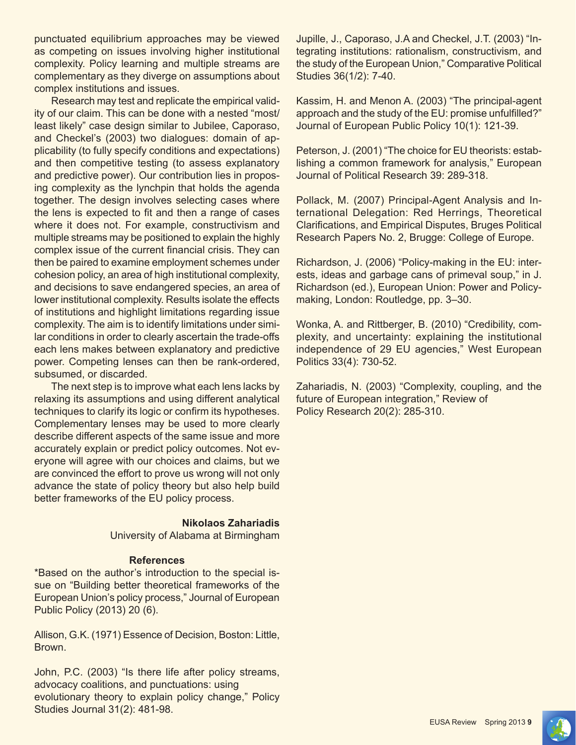punctuated equilibrium approaches may be viewed as competing on issues involving higher institutional complexity. Policy learning and multiple streams are complementary as they diverge on assumptions about complex institutions and issues.

Research may test and replicate the empirical validity of our claim. This can be done with a nested "most/least likely" case design similar to Jubilee, Caporaso, and Checkel's (2003) two dialogues: domain of applicability (to fully specify conditions and expectations) and then competitive testing (to assess explanatory and predictive power). Our contribution lies in proposing complexity as the lynchpin that holds the agenda together. The design involves selecting cases where the lens is expected to fit and then a range of cases where it does not. For example, constructivism and multiple streams may be positioned to explain the highly complex issue of the current financial crisis. They can then be paired to examine employment schemes under cohesion policy, an area of high institutional complexity, and decisions to save endangered species, an area of lower institutional complexity. Results isolate the effects of institutions and highlight limitations regarding issue complexity. The aim is to identify limitations under similar conditions in order to clearly ascertain the trade-offs each lens makes between explanatory and predictive power. Competing lenses can then be rank-ordered, subsumed, or discarded.

The next step is to improve what each lens lacks by relaxing its assumptions and using different analytical techniques to clarify its logic or confirm its hypotheses. Complementary lenses may be used to more clearly describe different aspects of the same issue and more accurately explain or predict policy outcomes. Not everyone will agree with our choices and claims, but we are convinced the effort to prove us wrong will not only advance the state of policy theory but also help build better frameworks of the EU policy process.

**Nikolaos Zahariadis**
University of Alabama at Birmingham

**References**

*Based on the author's introduction to the special issue on "Building better theoretical frameworks of the European Union's policy process," Journal of European Public Policy (2013) 20 (6).

Allison, G.K. (1971) Essence of Decision, Boston: Little, Brown.

John, P.C. (2003) "Is there life after policy streams, advocacy coalitions, and punctuations: using evolutionary theory to explain policy change," Policy Studies Journal 31(2): 481-98.

Jupille, J., Caporaso, J.A and Checkel, J.T. (2003) "Integrating institutions: rationalism, constructivism, and the study of the European Union," Comparative Political Studies 36(1/2): 7-40.

Kassim, H. and Menon A. (2003) "The principal-agent approach and the study of the EU: promise unfulfilled?" Journal of European Public Policy 10(1): 121-39.

Peterson, J. (2001) "The choice for EU theorists: establishing a common framework for analysis," European Journal of Political Research 39: 289-318.

Pollack, M. (2007) Principal-Agent Analysis and International Delegation: Red Herrings, Theoretical Clarifications, and Empirical Disputes, Bruges Political Research Papers No. 2, Brugge: College of Europe.

Richardson, J. (2006) "Policy-making in the EU: interests, ideas and garbage cans of primeval soup," in J. Richardson (ed.), European Union: Power and Policy-making, London: Routledge, pp. 3–30.

Wonka, A. and Rittberger, B. (2010) "Credibility, complexity, and uncertainty: explaining the institutional independence of 29 EU agencies," West European Politics 33(4): 730-52.

Zahariadis, N. (2003) "Complexity, coupling, and the future of European integration," Review of Policy Research 20(2): 285-310.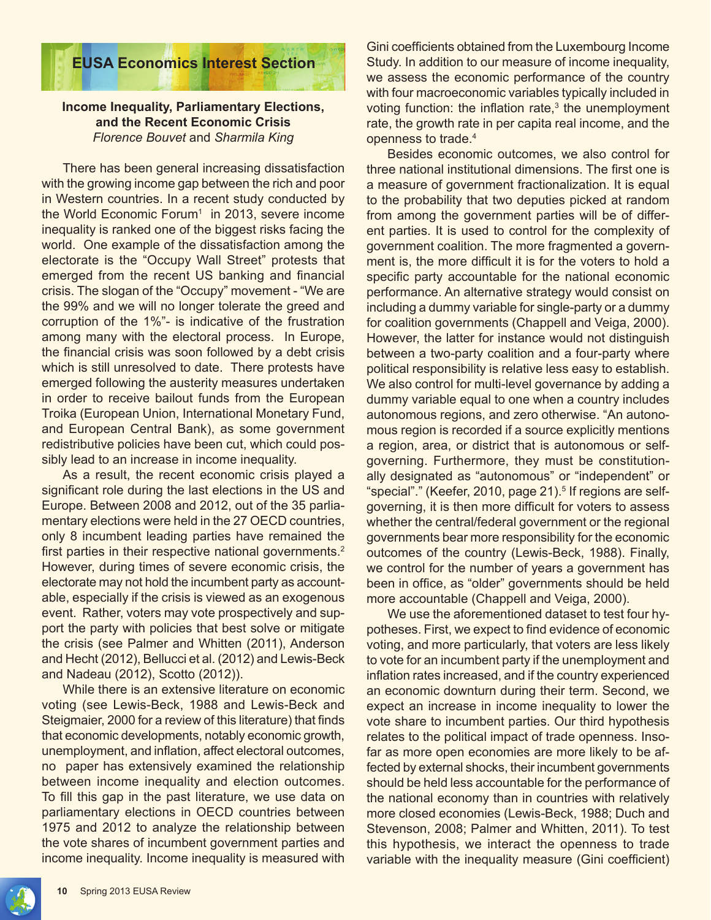## EUSA Economics Interest Section

**Income Inequality, Parliamentary Elections, and the Recent Economic Crisis**
*Florence Bouvet* and *Sharmila King*

There has been general increasing dissatisfaction with the growing income gap between the rich and poor in Western countries. In a recent study conducted by the World Economic Forum[1] in 2013, severe income inequality is ranked one of the biggest risks facing the world. One example of the dissatisfaction among the electorate is the "Occupy Wall Street" protests that emerged from the recent US banking and financial crisis. The slogan of the "Occupy" movement - "We are the 99% and we will no longer tolerate the greed and corruption of the 1%"- is indicative of the frustration among many with the electoral process. In Europe, the financial crisis was soon followed by a debt crisis which is still unresolved to date. There protests have emerged following the austerity measures undertaken in order to receive bailout funds from the European Troika (European Union, International Monetary Fund, and European Central Bank), as some government redistributive policies have been cut, which could possibly lead to an increase in income inequality.

As a result, the recent economic crisis played a significant role during the last elections in the US and Europe. Between 2008 and 2012, out of the 35 parliamentary elections were held in the 27 OECD countries, only 8 incumbent leading parties have remained the first parties in their respective national governments.[2] However, during times of severe economic crisis, the electorate may not hold the incumbent party as accountable, especially if the crisis is viewed as an exogenous event. Rather, voters may vote prospectively and support the party with policies that best solve or mitigate the crisis (see Palmer and Whitten (2011), Anderson and Hecht (2012), Bellucci et al. (2012) and Lewis-Beck and Nadeau (2012), Scotto (2012)).

While there is an extensive literature on economic voting (see Lewis-Beck, 1988 and Lewis-Beck and Steigmaier, 2000 for a review of this literature) that finds that economic developments, notably economic growth, unemployment, and inflation, affect electoral outcomes, no paper has extensively examined the relationship between income inequality and election outcomes. To fill this gap in the past literature, we use data on parliamentary elections in OECD countries between 1975 and 2012 to analyze the relationship between the vote shares of incumbent government parties and income inequality. Income inequality is measured with Gini coefficients obtained from the Luxembourg Income Study. In addition to our measure of income inequality, we assess the economic performance of the country with four macroeconomic variables typically included in voting function: the inflation rate,[3] the unemployment rate, the growth rate in per capita real income, and the openness to trade.[4]

Besides economic outcomes, we also control for three national institutional dimensions. The first one is a measure of government fractionalization. It is equal to the probability that two deputies picked at random from among the government parties will be of different parties. It is used to control for the complexity of government coalition. The more fragmented a government is, the more difficult it is for the voters to hold a specific party accountable for the national economic performance. An alternative strategy would consist on including a dummy variable for single-party or a dummy for coalition governments (Chappell and Veiga, 2000). However, the latter for instance would not distinguish between a two-party coalition and a four-party where political responsibility is relative less easy to establish. We also control for multi-level governance by adding a dummy variable equal to one when a country includes autonomous regions, and zero otherwise. "An autonomous region is recorded if a source explicitly mentions a region, area, or district that is autonomous or self-governing. Furthermore, they must be constitutionally designated as "autonomous" or "independent" or "special"." (Keefer, 2010, page 21).[5] If regions are self-governing, it is then more difficult for voters to assess whether the central/federal government or the regional governments bear more responsibility for the economic outcomes of the country (Lewis-Beck, 1988). Finally, we control for the number of years a government has been in office, as "older" governments should be held more accountable (Chappell and Veiga, 2000).

We use the aforementioned dataset to test four hypotheses. First, we expect to find evidence of economic voting, and more particularly, that voters are less likely to vote for an incumbent party if the unemployment and inflation rates increased, and if the country experienced an economic downturn during their term. Second, we expect an increase in income inequality to lower the vote share to incumbent parties. Our third hypothesis relates to the political impact of trade openness. Insofar as more open economies are more likely to be affected by external shocks, their incumbent governments should be held less accountable for the performance of the national economy than in countries with relatively more closed economies (Lewis-Beck, 1988; Duch and Stevenson, 2008; Palmer and Whitten, 2011). To test this hypothesis, we interact the openness to trade variable with the inequality measure (Gini coefficient)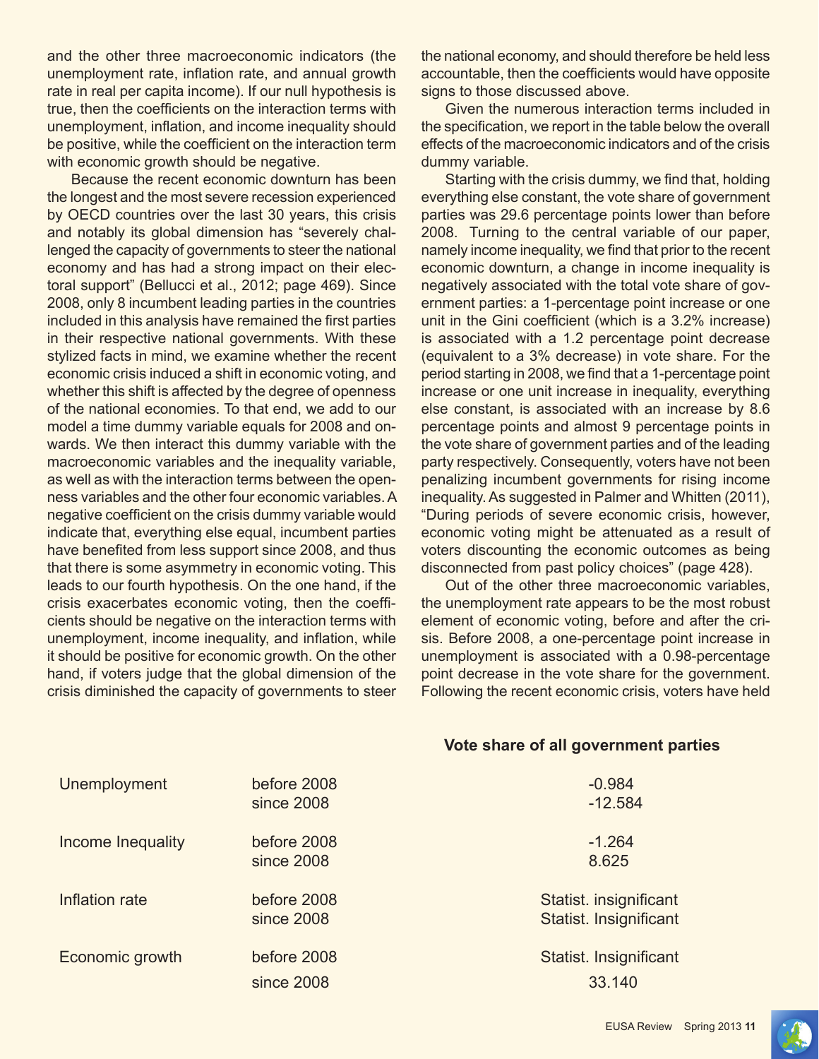and the other three macroeconomic indicators (the unemployment rate, inflation rate, and annual growth rate in real per capita income). If our null hypothesis is true, then the coefficients on the interaction terms with unemployment, inflation, and income inequality should be positive, while the coefficient on the interaction term with economic growth should be negative.

Because the recent economic downturn has been the longest and the most severe recession experienced by OECD countries over the last 30 years, this crisis and notably its global dimension has "severely challenged the capacity of governments to steer the national economy and has had a strong impact on their electoral support" (Bellucci et al., 2012; page 469). Since 2008, only 8 incumbent leading parties in the countries included in this analysis have remained the first parties in their respective national governments. With these stylized facts in mind, we examine whether the recent economic crisis induced a shift in economic voting, and whether this shift is affected by the degree of openness of the national economies. To that end, we add to our model a time dummy variable equals for 2008 and onwards. We then interact this dummy variable with the macroeconomic variables and the inequality variable, as well as with the interaction terms between the openness variables and the other four economic variables. A negative coefficient on the crisis dummy variable would indicate that, everything else equal, incumbent parties have benefited from less support since 2008, and thus that there is some asymmetry in economic voting. This leads to our fourth hypothesis. On the one hand, if the crisis exacerbates economic voting, then the coefficients should be negative on the interaction terms with unemployment, income inequality, and inflation, while it should be positive for economic growth. On the other hand, if voters judge that the global dimension of the crisis diminished the capacity of governments to steer the national economy, and should therefore be held less accountable, then the coefficients would have opposite signs to those discussed above.

Given the numerous interaction terms included in the specification, we report in the table below the overall effects of the macroeconomic indicators and of the crisis dummy variable.

Starting with the crisis dummy, we find that, holding everything else constant, the vote share of government parties was 29.6 percentage points lower than before 2008. Turning to the central variable of our paper, namely income inequality, we find that prior to the recent economic downturn, a change in income inequality is negatively associated with the total vote share of government parties: a 1-percentage point increase or one unit in the Gini coefficient (which is a 3.2% increase) is associated with a 1.2 percentage point decrease (equivalent to a 3% decrease) in vote share. For the period starting in 2008, we find that a 1-percentage point increase or one unit increase in inequality, everything else constant, is associated with an increase by 8.6 percentage points and almost 9 percentage points in the vote share of government parties and of the leading party respectively. Consequently, voters have not been penalizing incumbent governments for rising income inequality. As suggested in Palmer and Whitten (2011), "During periods of severe economic crisis, however, economic voting might be attenuated as a result of voters discounting the economic outcomes as being disconnected from past policy choices" (page 428).

Out of the other three macroeconomic variables, the unemployment rate appears to be the most robust element of economic voting, before and after the crisis. Before 2008, a one-percentage point increase in unemployment is associated with a 0.98-percentage point decrease in the vote share for the government. Following the recent economic crisis, voters have held

| | | Vote share of all government parties |
|---|---|---|
| Unemployment | before 2008 | -0.984 |
| | since 2008 | -12.584 |
| Income Inequality | before 2008 | -1.264 |
| | since 2008 | 8.625 |
| Inflation rate | before 2008 | Statist. insignificant |
| | since 2008 | Statist. Insignificant |
| Economic growth | before 2008 | Statist. Insignificant |
| | since 2008 | 33.140 |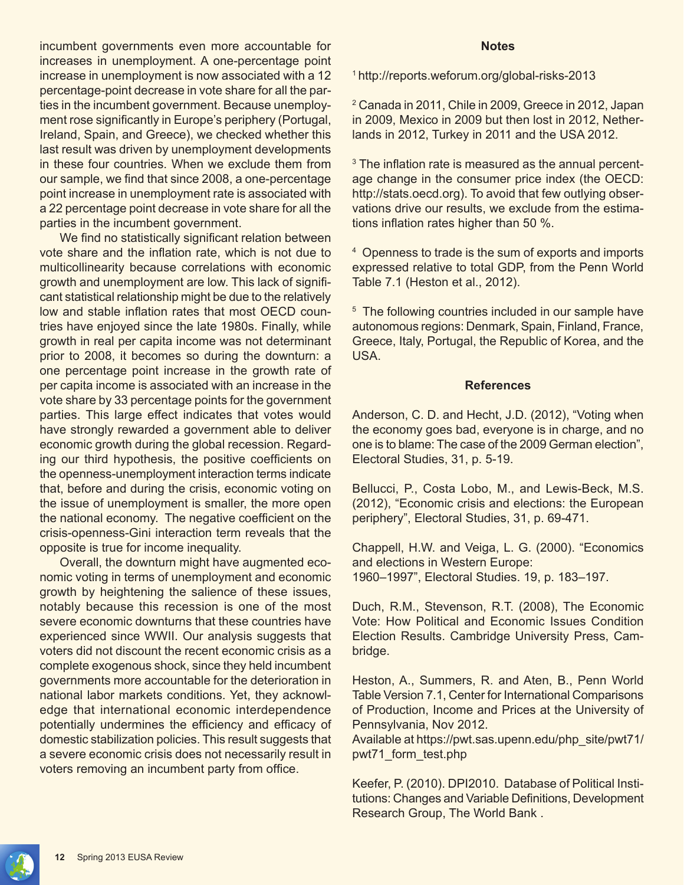incumbent governments even more accountable for increases in unemployment. A one-percentage point increase in unemployment is now associated with a 12 percentage-point decrease in vote share for all the parties in the incumbent government. Because unemployment rose significantly in Europe's periphery (Portugal, Ireland, Spain, and Greece), we checked whether this last result was driven by unemployment developments in these four countries. When we exclude them from our sample, we find that since 2008, a one-percentage point increase in unemployment rate is associated with a 22 percentage point decrease in vote share for all the parties in the incumbent government.

We find no statistically significant relation between vote share and the inflation rate, which is not due to multicollinearity because correlations with economic growth and unemployment are low. This lack of significant statistical relationship might be due to the relatively low and stable inflation rates that most OECD countries have enjoyed since the late 1980s. Finally, while growth in real per capita income was not determinant prior to 2008, it becomes so during the downturn: a one percentage point increase in the growth rate of per capita income is associated with an increase in the vote share by 33 percentage points for the government parties. This large effect indicates that votes would have strongly rewarded a government able to deliver economic growth during the global recession. Regarding our third hypothesis, the positive coefficients on the openness-unemployment interaction terms indicate that, before and during the crisis, economic voting on the issue of unemployment is smaller, the more open the national economy. The negative coefficient on the crisis-openness-Gini interaction term reveals that the opposite is true for income inequality.

Overall, the downturn might have augmented economic voting in terms of unemployment and economic growth by heightening the salience of these issues, notably because this recession is one of the most severe economic downturns that these countries have experienced since WWII. Our analysis suggests that voters did not discount the recent economic crisis as a complete exogenous shock, since they held incumbent governments more accountable for the deterioration in national labor markets conditions. Yet, they acknowledge that international economic interdependence potentially undermines the efficiency and efficacy of domestic stabilization policies. This result suggests that a severe economic crisis does not necessarily result in voters removing an incumbent party from office.

### Notes

[1] http://reports.weforum.org/global-risks-2013

[2] Canada in 2011, Chile in 2009, Greece in 2012, Japan in 2009, Mexico in 2009 but then lost in 2012, Netherlands in 2012, Turkey in 2011 and the USA 2012.

[3] The inflation rate is measured as the annual percentage change in the consumer price index (the OECD: http://stats.oecd.org). To avoid that few outlying observations drive our results, we exclude from the estimations inflation rates higher than 50 %.

[4] Openness to trade is the sum of exports and imports expressed relative to total GDP, from the Penn World Table 7.1 (Heston et al., 2012).

[5] The following countries included in our sample have autonomous regions: Denmark, Spain, Finland, France, Greece, Italy, Portugal, the Republic of Korea, and the USA.

### References

Anderson, C. D. and Hecht, J.D. (2012), "Voting when the economy goes bad, everyone is in charge, and no one is to blame: The case of the 2009 German election", Electoral Studies, 31, p. 5-19.

Bellucci, P., Costa Lobo, M., and Lewis-Beck, M.S. (2012), "Economic crisis and elections: the European periphery", Electoral Studies, 31, p. 69-471.

Chappell, H.W. and Veiga, L. G. (2000). "Economics and elections in Western Europe: 1960–1997", Electoral Studies. 19, p. 183–197.

Duch, R.M., Stevenson, R.T. (2008), The Economic Vote: How Political and Economic Issues Condition Election Results. Cambridge University Press, Cambridge.

Heston, A., Summers, R. and Aten, B., Penn World Table Version 7.1, Center for International Comparisons of Production, Income and Prices at the University of Pennsylvania, Nov 2012.
Available at https://pwt.sas.upenn.edu/php_site/pwt71/pwt71_form_test.php

Keefer, P. (2010). DPI2010. Database of Political Institutions: Changes and Variable Definitions, Development Research Group, The World Bank .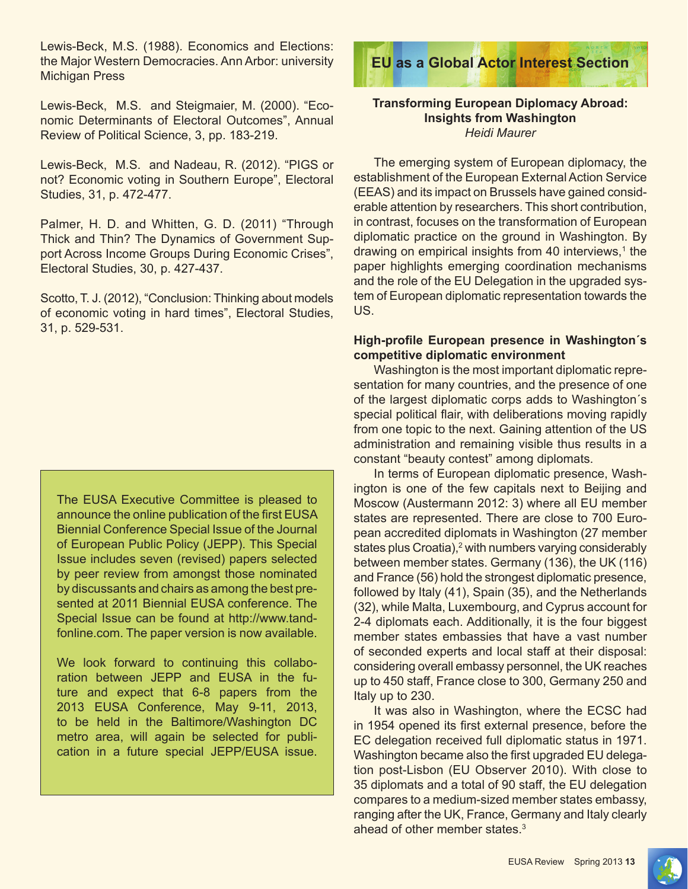Lewis-Beck, M.S. (1988). Economics and Elections: the Major Western Democracies. Ann Arbor: university Michigan Press

Lewis-Beck, M.S. and Steigmaier, M. (2000). "Economic Determinants of Electoral Outcomes", Annual Review of Political Science, 3, pp. 183-219.

Lewis-Beck, M.S. and Nadeau, R. (2012). "PIGS or not? Economic voting in Southern Europe", Electoral Studies, 31, p. 472-477.

Palmer, H. D. and Whitten, G. D. (2011) "Through Thick and Thin? The Dynamics of Government Support Across Income Groups During Economic Crises", Electoral Studies, 30, p. 427-437.

Scotto, T. J. (2012), "Conclusion: Thinking about models of economic voting in hard times", Electoral Studies, 31, p. 529-531.

> The EUSA Executive Committee is pleased to announce the online publication of the first EUSA Biennial Conference Special Issue of the Journal of European Public Policy (JEPP). This Special Issue includes seven (revised) papers selected by peer review from amongst those nominated by discussants and chairs as among the best presented at 2011 Biennial EUSA conference. The Special Issue can be found at http://www.tandfonline.com. The paper version is now available.
>
> We look forward to continuing this collaboration between JEPP and EUSA in the future and expect that 6-8 papers from the 2013 EUSA Conference, May 9-11, 2013, to be held in the Baltimore/Washington DC metro area, will again be selected for publication in a future special JEPP/EUSA issue.

# EU as a Global Actor Interest Section

## Transforming European Diplomacy Abroad: Insights from Washington

*Heidi Maurer*

The emerging system of European diplomacy, the establishment of the European External Action Service (EEAS) and its impact on Brussels have gained considerable attention by researchers. This short contribution, in contrast, focuses on the transformation of European diplomatic practice on the ground in Washington. By drawing on empirical insights from 40 interviews,[1] the paper highlights emerging coordination mechanisms and the role of the EU Delegation in the upgraded system of European diplomatic representation towards the US.

### High-profile European presence in Washington´s competitive diplomatic environment

Washington is the most important diplomatic representation for many countries, and the presence of one of the largest diplomatic corps adds to Washington´s special political flair, with deliberations moving rapidly from one topic to the next. Gaining attention of the US administration and remaining visible thus results in a constant "beauty contest" among diplomats.

In terms of European diplomatic presence, Washington is one of the few capitals next to Beijing and Moscow (Austermann 2012: 3) where all EU member states are represented. There are close to 700 European accredited diplomats in Washington (27 member states plus Croatia),[2] with numbers varying considerably between member states. Germany (136), the UK (116) and France (56) hold the strongest diplomatic presence, followed by Italy (41), Spain (35), and the Netherlands (32), while Malta, Luxembourg, and Cyprus account for 2-4 diplomats each. Additionally, it is the four biggest member states embassies that have a vast number of seconded experts and local staff at their disposal: considering overall embassy personnel, the UK reaches up to 450 staff, France close to 300, Germany 250 and Italy up to 230.

It was also in Washington, where the ECSC had in 1954 opened its first external presence, before the EC delegation received full diplomatic status in 1971. Washington became also the first upgraded EU delegation post-Lisbon (EU Observer 2010). With close to 35 diplomats and a total of 90 staff, the EU delegation compares to a medium-sized member states embassy, ranging after the UK, France, Germany and Italy clearly ahead of other member states.[3]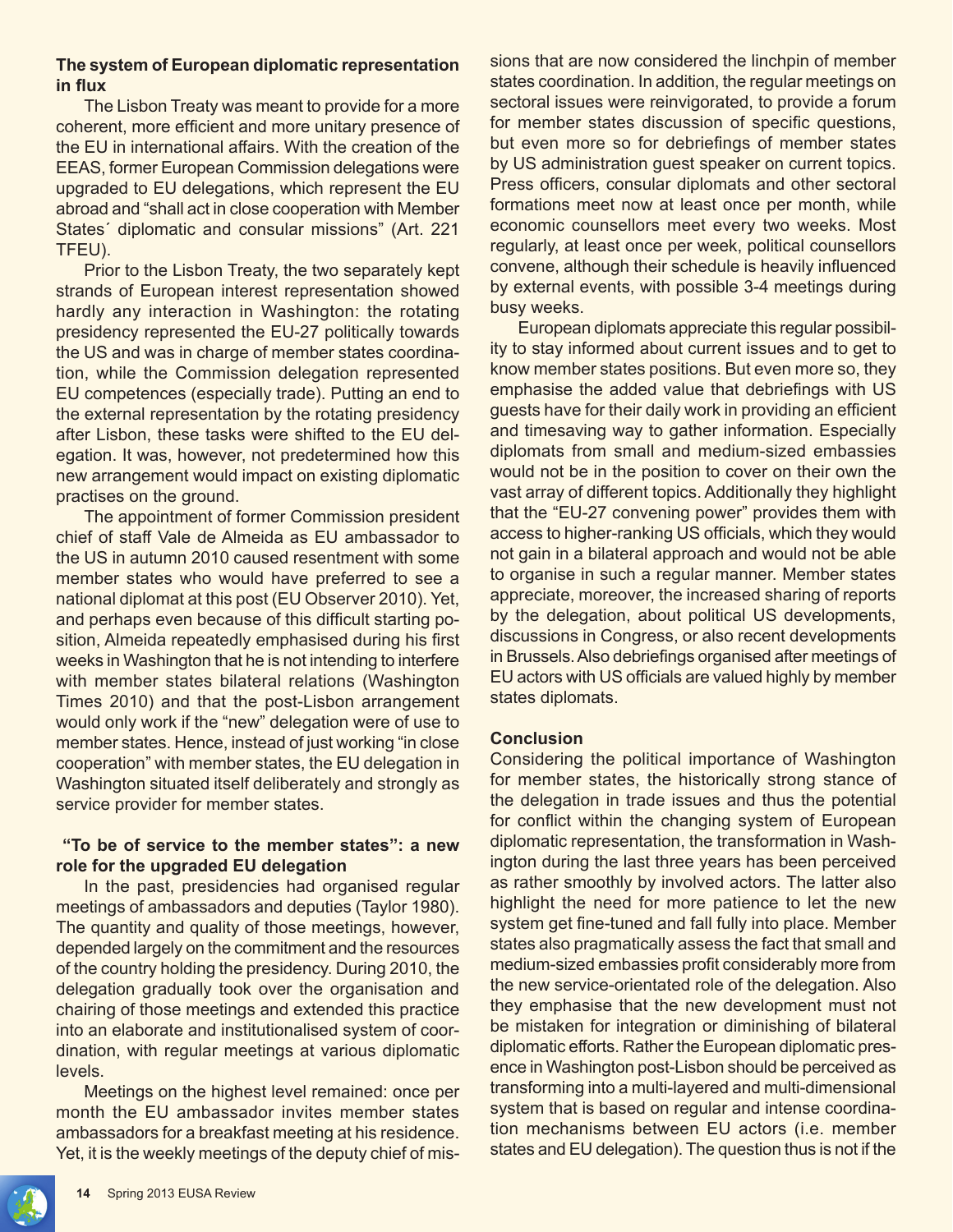### The system of European diplomatic representation in flux

The Lisbon Treaty was meant to provide for a more coherent, more efficient and more unitary presence of the EU in international affairs. With the creation of the EEAS, former European Commission delegations were upgraded to EU delegations, which represent the EU abroad and "shall act in close cooperation with Member States´ diplomatic and consular missions" (Art. 221 TFEU).

Prior to the Lisbon Treaty, the two separately kept strands of European interest representation showed hardly any interaction in Washington: the rotating presidency represented the EU-27 politically towards the US and was in charge of member states coordination, while the Commission delegation represented EU competences (especially trade). Putting an end to the external representation by the rotating presidency after Lisbon, these tasks were shifted to the EU delegation. It was, however, not predetermined how this new arrangement would impact on existing diplomatic practises on the ground.

The appointment of former Commission president chief of staff Vale de Almeida as EU ambassador to the US in autumn 2010 caused resentment with some member states who would have preferred to see a national diplomat at this post (EU Observer 2010). Yet, and perhaps even because of this difficult starting position, Almeida repeatedly emphasised during his first weeks in Washington that he is not intending to interfere with member states bilateral relations (Washington Times 2010) and that the post-Lisbon arrangement would only work if the "new" delegation were of use to member states. Hence, instead of just working "in close cooperation" with member states, the EU delegation in Washington situated itself deliberately and strongly as service provider for member states.

### "To be of service to the member states": a new role for the upgraded EU delegation

In the past, presidencies had organised regular meetings of ambassadors and deputies (Taylor 1980). The quantity and quality of those meetings, however, depended largely on the commitment and the resources of the country holding the presidency. During 2010, the delegation gradually took over the organisation and chairing of those meetings and extended this practice into an elaborate and institutionalised system of coordination, with regular meetings at various diplomatic levels.

Meetings on the highest level remained: once per month the EU ambassador invites member states ambassadors for a breakfast meeting at his residence. Yet, it is the weekly meetings of the deputy chief of missions that are now considered the linchpin of member states coordination. In addition, the regular meetings on sectoral issues were reinvigorated, to provide a forum for member states discussion of specific questions, but even more so for debriefings of member states by US administration guest speaker on current topics. Press officers, consular diplomats and other sectoral formations meet now at least once per month, while economic counsellors meet every two weeks. Most regularly, at least once per week, political counsellors convene, although their schedule is heavily influenced by external events, with possible 3-4 meetings during busy weeks.

European diplomats appreciate this regular possibility to stay informed about current issues and to get to know member states positions. But even more so, they emphasise the added value that debriefings with US guests have for their daily work in providing an efficient and timesaving way to gather information. Especially diplomats from small and medium-sized embassies would not be in the position to cover on their own the vast array of different topics. Additionally they highlight that the "EU-27 convening power" provides them with access to higher-ranking US officials, which they would not gain in a bilateral approach and would not be able to organise in such a regular manner. Member states appreciate, moreover, the increased sharing of reports by the delegation, about political US developments, discussions in Congress, or also recent developments in Brussels. Also debriefings organised after meetings of EU actors with US officials are valued highly by member states diplomats.

### Conclusion

Considering the political importance of Washington for member states, the historically strong stance of the delegation in trade issues and thus the potential for conflict within the changing system of European diplomatic representation, the transformation in Washington during the last three years has been perceived as rather smoothly by involved actors. The latter also highlight the need for more patience to let the new system get fine-tuned and fall fully into place. Member states also pragmatically assess the fact that small and medium-sized embassies profit considerably more from the new service-orientated role of the delegation. Also they emphasise that the new development must not be mistaken for integration or diminishing of bilateral diplomatic efforts. Rather the European diplomatic presence in Washington post-Lisbon should be perceived as transforming into a multi-layered and multi-dimensional system that is based on regular and intense coordination mechanisms between EU actors (i.e. member states and EU delegation). The question thus is not if the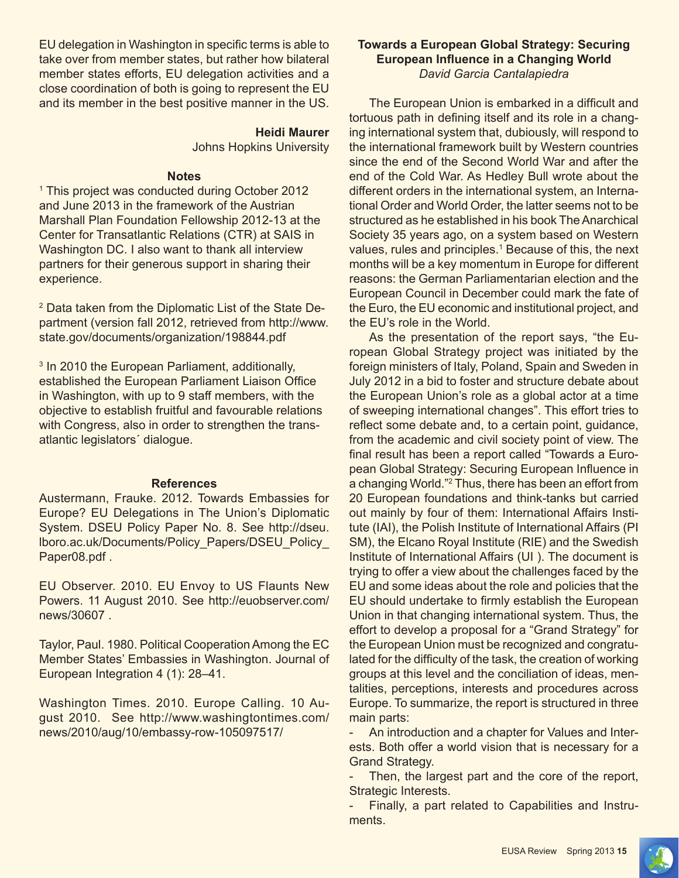EU delegation in Washington in specific terms is able to take over from member states, but rather how bilateral member states efforts, EU delegation activities and a close coordination of both is going to represent the EU and its member in the best positive manner in the US.

**Heidi Maurer**
Johns Hopkins University

**Notes**

[1] This project was conducted during October 2012 and June 2013 in the framework of the Austrian Marshall Plan Foundation Fellowship 2012-13 at the Center for Transatlantic Relations (CTR) at SAIS in Washington DC. I also want to thank all interview partners for their generous support in sharing their experience.

[2] Data taken from the Diplomatic List of the State Department (version fall 2012, retrieved from http://www.state.gov/documents/organization/198844.pdf

[3] In 2010 the European Parliament, additionally, established the European Parliament Liaison Office in Washington, with up to 9 staff members, with the objective to establish fruitful and favourable relations with Congress, also in order to strengthen the transatlantic legislators´ dialogue.

**References**

Austermann, Frauke. 2012. Towards Embassies for Europe? EU Delegations in The Union's Diplomatic System. DSEU Policy Paper No. 8. See http://dseu.lboro.ac.uk/Documents/Policy_Papers/DSEU_Policy_Paper08.pdf .

EU Observer. 2010. EU Envoy to US Flaunts New Powers. 11 August 2010. See http://euobserver.com/news/30607 .

Taylor, Paul. 1980. Political Cooperation Among the EC Member States' Embassies in Washington. Journal of European Integration 4 (1): 28–41.

Washington Times. 2010. Europe Calling. 10 August 2010. See http://www.washingtontimes.com/news/2010/aug/10/embassy-row-105097517/

## Towards a European Global Strategy: Securing European Influence in a Changing World

*David Garcia Cantalapiedra*

The European Union is embarked in a difficult and tortuous path in defining itself and its role in a changing international system that, dubiously, will respond to the international framework built by Western countries since the end of the Second World War and after the end of the Cold War. As Hedley Bull wrote about the different orders in the international system, an International Order and World Order, the latter seems not to be structured as he established in his book The Anarchical Society 35 years ago, on a system based on Western values, rules and principles.[1] Because of this, the next months will be a key momentum in Europe for different reasons: the German Parliamentarian election and the European Council in December could mark the fate of the Euro, the EU economic and institutional project, and the EU's role in the World.

As the presentation of the report says, "the European Global Strategy project was initiated by the foreign ministers of Italy, Poland, Spain and Sweden in July 2012 in a bid to foster and structure debate about the European Union's role as a global actor at a time of sweeping international changes". This effort tries to reflect some debate and, to a certain point, guidance, from the academic and civil society point of view. The final result has been a report called "Towards a European Global Strategy: Securing European Influence in a changing World."[2] Thus, there has been an effort from 20 European foundations and think-tanks but carried out mainly by four of them: International Affairs Institute (IAI), the Polish Institute of International Affairs (PI SM), the Elcano Royal Institute (RIE) and the Swedish Institute of International Affairs (UI ). The document is trying to offer a view about the challenges faced by the EU and some ideas about the role and policies that the EU should undertake to firmly establish the European Union in that changing international system. Thus, the effort to develop a proposal for a "Grand Strategy" for the European Union must be recognized and congratulated for the difficulty of the task, the creation of working groups at this level and the conciliation of ideas, mentalities, perceptions, interests and procedures across Europe. To summarize, the report is structured in three main parts:

- An introduction and a chapter for Values and Interests. Both offer a world vision that is necessary for a Grand Strategy.
- Then, the largest part and the core of the report, Strategic Interests.
- Finally, a part related to Capabilities and Instruments.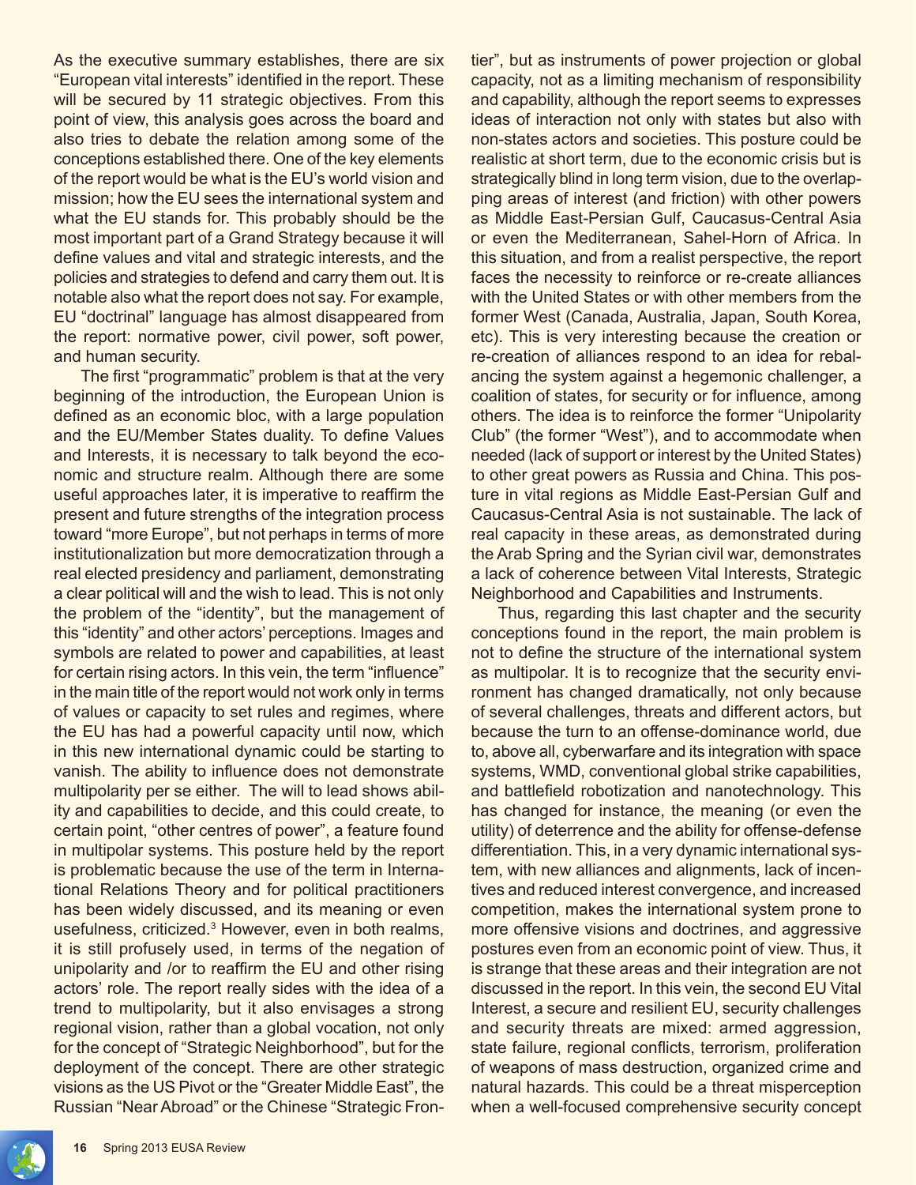As the executive summary establishes, there are six "European vital interests" identified in the report. These will be secured by 11 strategic objectives. From this point of view, this analysis goes across the board and also tries to debate the relation among some of the conceptions established there. One of the key elements of the report would be what is the EU's world vision and mission; how the EU sees the international system and what the EU stands for. This probably should be the most important part of a Grand Strategy because it will define values and vital and strategic interests, and the policies and strategies to defend and carry them out. It is notable also what the report does not say. For example, EU "doctrinal" language has almost disappeared from the report: normative power, civil power, soft power, and human security.

The first "programmatic" problem is that at the very beginning of the introduction, the European Union is defined as an economic bloc, with a large population and the EU/Member States duality. To define Values and Interests, it is necessary to talk beyond the economic and structure realm. Although there are some useful approaches later, it is imperative to reaffirm the present and future strengths of the integration process toward "more Europe", but not perhaps in terms of more institutionalization but more democratization through a real elected presidency and parliament, demonstrating a clear political will and the wish to lead. This is not only the problem of the "identity", but the management of this "identity" and other actors' perceptions. Images and symbols are related to power and capabilities, at least for certain rising actors. In this vein, the term "influence" in the main title of the report would not work only in terms of values or capacity to set rules and regimes, where the EU has had a powerful capacity until now, which in this new international dynamic could be starting to vanish. The ability to influence does not demonstrate multipolarity per se either. The will to lead shows ability and capabilities to decide, and this could create, to certain point, "other centres of power", a feature found in multipolar systems. This posture held by the report is problematic because the use of the term in International Relations Theory and for political practitioners has been widely discussed, and its meaning or even usefulness, criticized.[3] However, even in both realms, it is still profusely used, in terms of the negation of unipolarity and /or to reaffirm the EU and other rising actors' role. The report really sides with the idea of a trend to multipolarity, but it also envisages a strong regional vision, rather than a global vocation, not only for the concept of "Strategic Neighborhood", but for the deployment of the concept. There are other strategic visions as the US Pivot or the "Greater Middle East", the Russian "Near Abroad" or the Chinese "Strategic Frontier", but as instruments of power projection or global capacity, not as a limiting mechanism of responsibility and capability, although the report seems to expresses ideas of interaction not only with states but also with non-states actors and societies. This posture could be realistic at short term, due to the economic crisis but is strategically blind in long term vision, due to the overlapping areas of interest (and friction) with other powers as Middle East-Persian Gulf, Caucasus-Central Asia or even the Mediterranean, Sahel-Horn of Africa. In this situation, and from a realist perspective, the report faces the necessity to reinforce or re-create alliances with the United States or with other members from the former West (Canada, Australia, Japan, South Korea, etc). This is very interesting because the creation or re-creation of alliances respond to an idea for rebalancing the system against a hegemonic challenger, a coalition of states, for security or for influence, among others. The idea is to reinforce the former "Unipolarity Club" (the former "West"), and to accommodate when needed (lack of support or interest by the United States) to other great powers as Russia and China. This posture in vital regions as Middle East-Persian Gulf and Caucasus-Central Asia is not sustainable. The lack of real capacity in these areas, as demonstrated during the Arab Spring and the Syrian civil war, demonstrates a lack of coherence between Vital Interests, Strategic Neighborhood and Capabilities and Instruments.

Thus, regarding this last chapter and the security conceptions found in the report, the main problem is not to define the structure of the international system as multipolar. It is to recognize that the security environment has changed dramatically, not only because of several challenges, threats and different actors, but because the turn to an offense-dominance world, due to, above all, cyberwarfare and its integration with space systems, WMD, conventional global strike capabilities, and battlefield robotization and nanotechnology. This has changed for instance, the meaning (or even the utility) of deterrence and the ability for offense-defense differentiation. This, in a very dynamic international system, with new alliances and alignments, lack of incentives and reduced interest convergence, and increased competition, makes the international system prone to more offensive visions and doctrines, and aggressive postures even from an economic point of view. Thus, it is strange that these areas and their integration are not discussed in the report. In this vein, the second EU Vital Interest, a secure and resilient EU, security challenges and security threats are mixed: armed aggression, state failure, regional conflicts, terrorism, proliferation of weapons of mass destruction, organized crime and natural hazards. This could be a threat misperception when a well-focused comprehensive security concept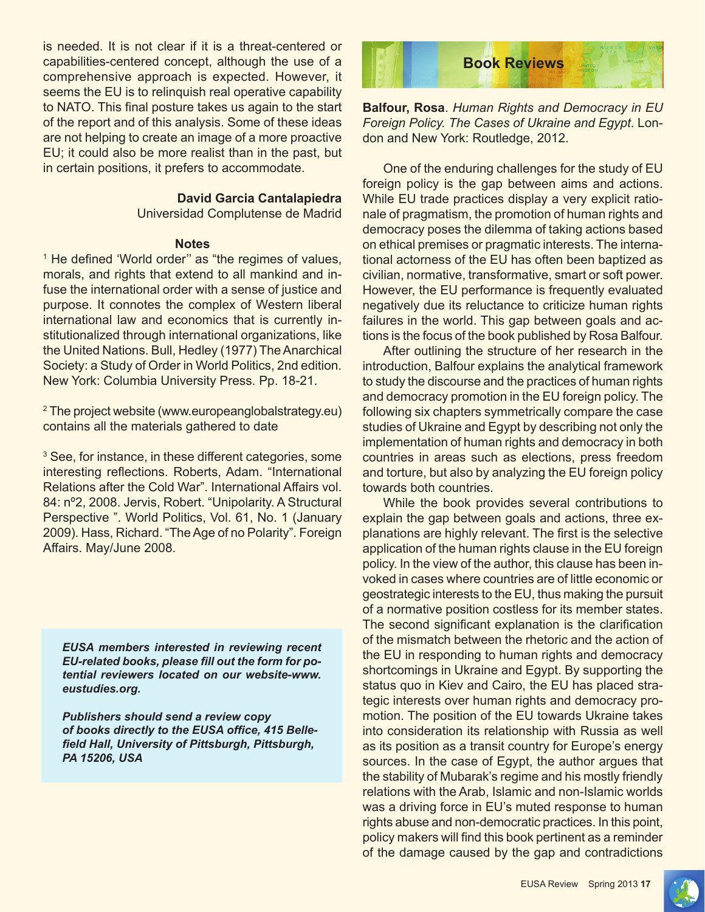is needed. It is not clear if it is a threat-centered or capabilities-centered concept, although the use of a comprehensive approach is expected. However, it seems the EU is to relinquish real operative capability to NATO. This final posture takes us again to the start of the report and of this analysis. Some of these ideas are not helping to create an image of a more proactive EU; it could also be more realist than in the past, but in certain positions, it prefers to accommodate.

**David Garcia Cantalapiedra**
Universidad Complutense de Madrid

**Notes**

[1] He defined 'World order'' as "the regimes of values, morals, and rights that extend to all mankind and infuse the international order with a sense of justice and purpose. It connotes the complex of Western liberal international law and economics that is currently institutionalized through international organizations, like the United Nations. Bull, Hedley (1977) The Anarchical Society: a Study of Order in World Politics, 2nd edition. New York: Columbia University Press. Pp. 18-21.

[2] The project website (www.europeanglobalstrategy.eu) contains all the materials gathered to date

[3] See, for instance, in these different categories, some interesting reflections. Roberts, Adam. "International Relations after the Cold War". International Affairs vol. 84: nº2, 2008. Jervis, Robert. "Unipolarity. A Structural Perspective ". World Politics, Vol. 61, No. 1 (January 2009). Hass, Richard. "The Age of no Polarity". Foreign Affairs. May/June 2008.

***EUSA members interested in reviewing recent EU-related books, please fill out the form for potential reviewers located on our website-www.eustudies.org.***

***Publishers should send a review copy of books directly to the EUSA office, 415 Bellefield Hall, University of Pittsburgh, Pittsburgh, PA 15206, USA***

## Book Reviews

**Balfour, Rosa**. *Human Rights and Democracy in EU Foreign Policy. The Cases of Ukraine and Egypt*. London and New York: Routledge, 2012.

One of the enduring challenges for the study of EU foreign policy is the gap between aims and actions. While EU trade practices display a very explicit rationale of pragmatism, the promotion of human rights and democracy poses the dilemma of taking actions based on ethical premises or pragmatic interests. The international actorness of the EU has often been baptized as civilian, normative, transformative, smart or soft power. However, the EU performance is frequently evaluated negatively due its reluctance to criticize human rights failures in the world. This gap between goals and actions is the focus of the book published by Rosa Balfour.

After outlining the structure of her research in the introduction, Balfour explains the analytical framework to study the discourse and the practices of human rights and democracy promotion in the EU foreign policy. The following six chapters symmetrically compare the case studies of Ukraine and Egypt by describing not only the implementation of human rights and democracy in both countries in areas such as elections, press freedom and torture, but also by analyzing the EU foreign policy towards both countries.

While the book provides several contributions to explain the gap between goals and actions, three explanations are highly relevant. The first is the selective application of the human rights clause in the EU foreign policy. In the view of the author, this clause has been invoked in cases where countries are of little economic or geostrategic interests to the EU, thus making the pursuit of a normative position costless for its member states. The second significant explanation is the clarification of the mismatch between the rhetoric and the action of the EU in responding to human rights and democracy shortcomings in Ukraine and Egypt. By supporting the status quo in Kiev and Cairo, the EU has placed strategic interests over human rights and democracy promotion. The position of the EU towards Ukraine takes into consideration its relationship with Russia as well as its position as a transit country for Europe's energy sources. In the case of Egypt, the author argues that the stability of Mubarak's regime and his mostly friendly relations with the Arab, Islamic and non-Islamic worlds was a driving force in EU's muted response to human rights abuse and non-democratic practices. In this point, policy makers will find this book pertinent as a reminder of the damage caused by the gap and contradictions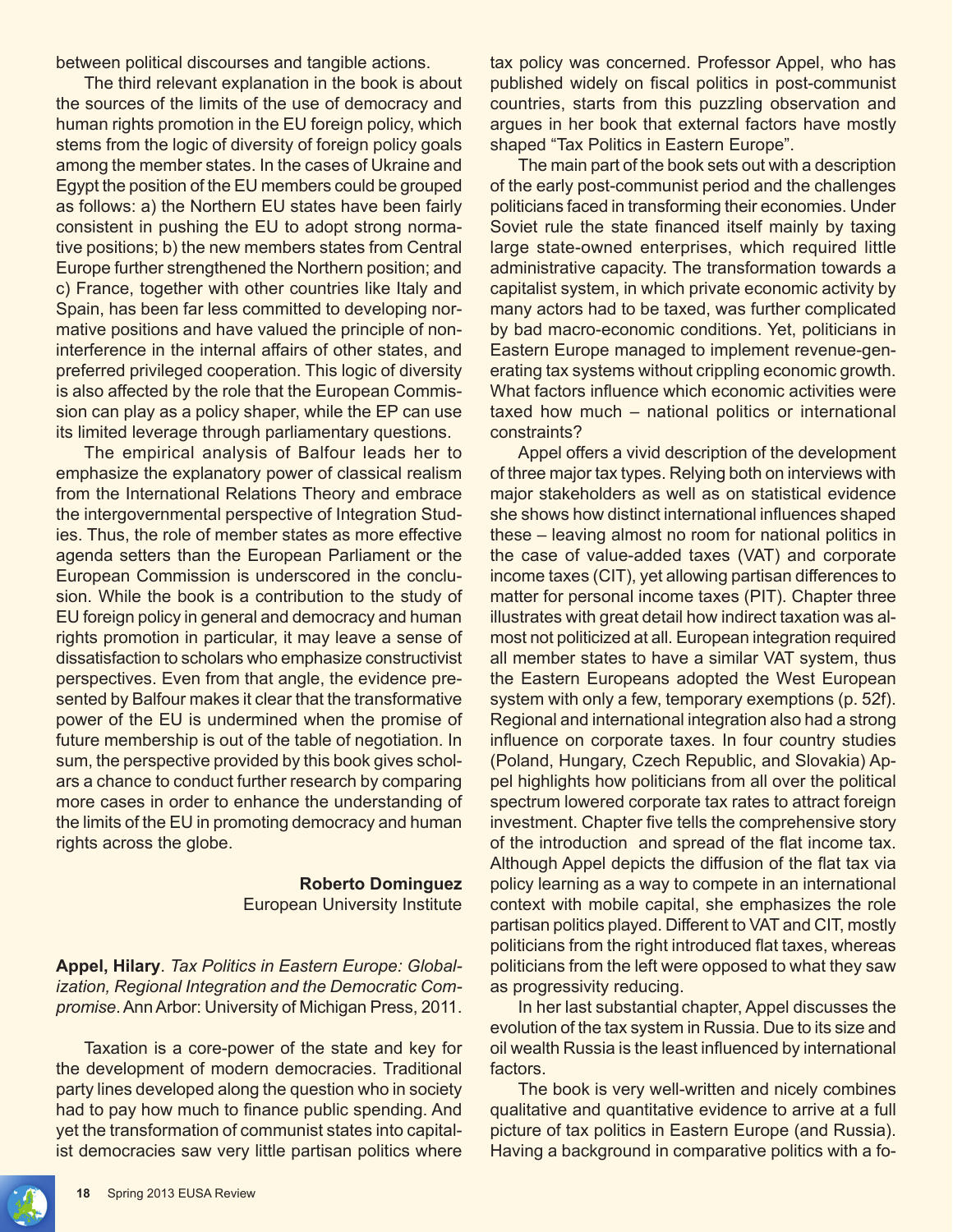between political discourses and tangible actions.

The third relevant explanation in the book is about the sources of the limits of the use of democracy and human rights promotion in the EU foreign policy, which stems from the logic of diversity of foreign policy goals among the member states. In the cases of Ukraine and Egypt the position of the EU members could be grouped as follows: a) the Northern EU states have been fairly consistent in pushing the EU to adopt strong normative positions; b) the new members states from Central Europe further strengthened the Northern position; and c) France, together with other countries like Italy and Spain, has been far less committed to developing normative positions and have valued the principle of non-interference in the internal affairs of other states, and preferred privileged cooperation. This logic of diversity is also affected by the role that the European Commission can play as a policy shaper, while the EP can use its limited leverage through parliamentary questions.

The empirical analysis of Balfour leads her to emphasize the explanatory power of classical realism from the International Relations Theory and embrace the intergovernmental perspective of Integration Studies. Thus, the role of member states as more effective agenda setters than the European Parliament or the European Commission is underscored in the conclusion. While the book is a contribution to the study of EU foreign policy in general and democracy and human rights promotion in particular, it may leave a sense of dissatisfaction to scholars who emphasize constructivist perspectives. Even from that angle, the evidence presented by Balfour makes it clear that the transformative power of the EU is undermined when the promise of future membership is out of the table of negotiation. In sum, the perspective provided by this book gives scholars a chance to conduct further research by comparing more cases in order to enhance the understanding of the limits of the EU in promoting democracy and human rights across the globe.

**Roberto Dominguez**
European University Institute

**Appel, Hilary**. *Tax Politics in Eastern Europe: Globalization, Regional Integration and the Democratic Compromise*. Ann Arbor: University of Michigan Press, 2011.

Taxation is a core-power of the state and key for the development of modern democracies. Traditional party lines developed along the question who in society had to pay how much to finance public spending. And yet the transformation of communist states into capitalist democracies saw very little partisan politics where tax policy was concerned. Professor Appel, who has published widely on fiscal politics in post-communist countries, starts from this puzzling observation and argues in her book that external factors have mostly shaped "Tax Politics in Eastern Europe".

The main part of the book sets out with a description of the early post-communist period and the challenges politicians faced in transforming their economies. Under Soviet rule the state financed itself mainly by taxing large state-owned enterprises, which required little administrative capacity. The transformation towards a capitalist system, in which private economic activity by many actors had to be taxed, was further complicated by bad macro-economic conditions. Yet, politicians in Eastern Europe managed to implement revenue-generating tax systems without crippling economic growth. What factors influence which economic activities were taxed how much – national politics or international constraints?

Appel offers a vivid description of the development of three major tax types. Relying both on interviews with major stakeholders as well as on statistical evidence she shows how distinct international influences shaped these – leaving almost no room for national politics in the case of value-added taxes (VAT) and corporate income taxes (CIT), yet allowing partisan differences to matter for personal income taxes (PIT). Chapter three illustrates with great detail how indirect taxation was almost not politicized at all. European integration required all member states to have a similar VAT system, thus the Eastern Europeans adopted the West European system with only a few, temporary exemptions (p. 52f). Regional and international integration also had a strong influence on corporate taxes. In four country studies (Poland, Hungary, Czech Republic, and Slovakia) Appel highlights how politicians from all over the political spectrum lowered corporate tax rates to attract foreign investment. Chapter five tells the comprehensive story of the introduction and spread of the flat income tax. Although Appel depicts the diffusion of the flat tax via policy learning as a way to compete in an international context with mobile capital, she emphasizes the role partisan politics played. Different to VAT and CIT, mostly politicians from the right introduced flat taxes, whereas politicians from the left were opposed to what they saw as progressivity reducing.

In her last substantial chapter, Appel discusses the evolution of the tax system in Russia. Due to its size and oil wealth Russia is the least influenced by international factors.

The book is very well-written and nicely combines qualitative and quantitative evidence to arrive at a full picture of tax politics in Eastern Europe (and Russia). Having a background in comparative politics with a fo-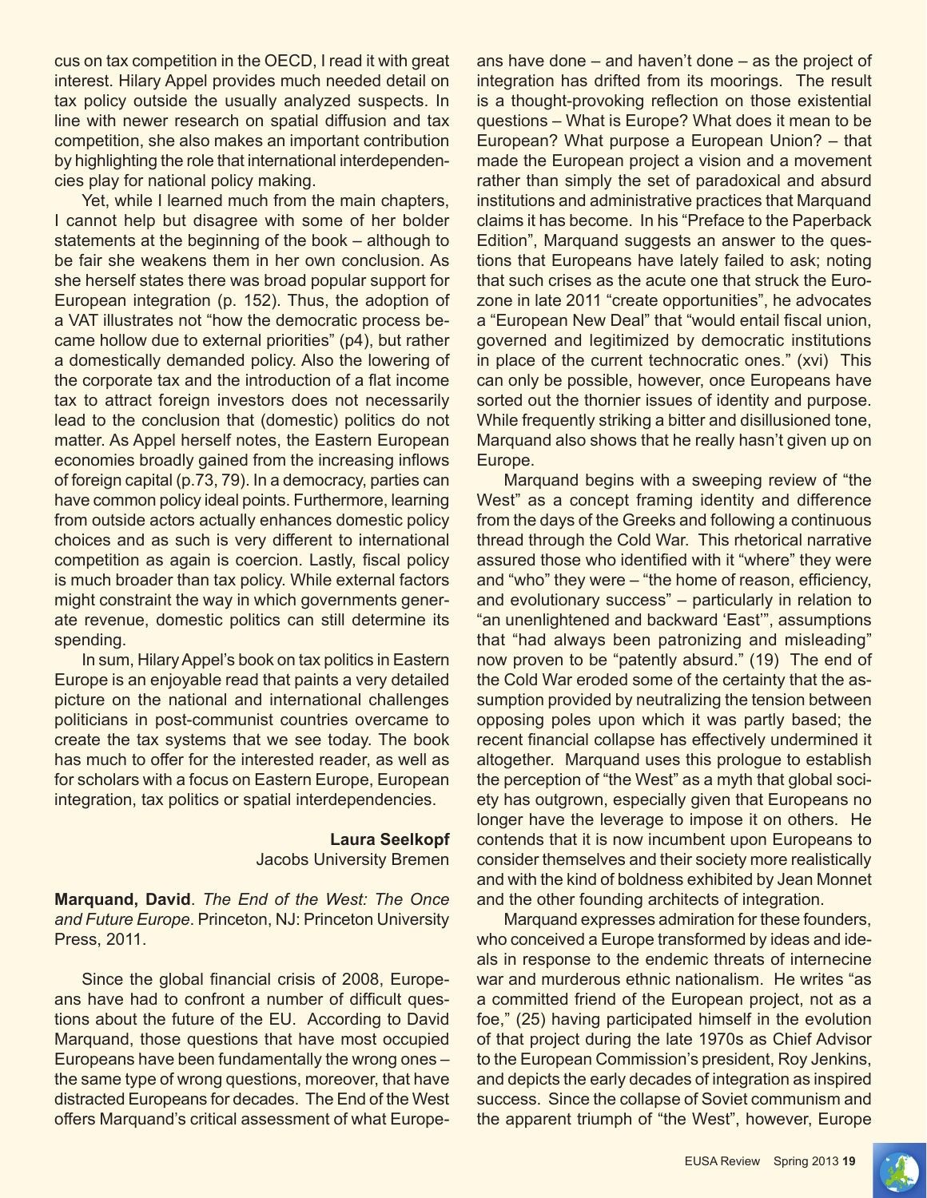cus on tax competition in the OECD, I read it with great interest. Hilary Appel provides much needed detail on tax policy outside the usually analyzed suspects. In line with newer research on spatial diffusion and tax competition, she also makes an important contribution by highlighting the role that international interdependencies play for national policy making.

Yet, while I learned much from the main chapters, I cannot help but disagree with some of her bolder statements at the beginning of the book – although to be fair she weakens them in her own conclusion. As she herself states there was broad popular support for European integration (p. 152). Thus, the adoption of a VAT illustrates not "how the democratic process became hollow due to external priorities" (p4), but rather a domestically demanded policy. Also the lowering of the corporate tax and the introduction of a flat income tax to attract foreign investors does not necessarily lead to the conclusion that (domestic) politics do not matter. As Appel herself notes, the Eastern European economies broadly gained from the increasing inflows of foreign capital (p.73, 79). In a democracy, parties can have common policy ideal points. Furthermore, learning from outside actors actually enhances domestic policy choices and as such is very different to international competition as again is coercion. Lastly, fiscal policy is much broader than tax policy. While external factors might constraint the way in which governments generate revenue, domestic politics can still determine its spending.

In sum, Hilary Appel's book on tax politics in Eastern Europe is an enjoyable read that paints a very detailed picture on the national and international challenges politicians in post-communist countries overcame to create the tax systems that we see today. The book has much to offer for the interested reader, as well as for scholars with a focus on Eastern Europe, European integration, tax politics or spatial interdependencies.

**Laura Seelkopf**
Jacobs University Bremen

**Marquand, David**. *The End of the West: The Once and Future Europe*. Princeton, NJ: Princeton University Press, 2011.

Since the global financial crisis of 2008, Europeans have had to confront a number of difficult questions about the future of the EU. According to David Marquand, those questions that have most occupied Europeans have been fundamentally the wrong ones – the same type of wrong questions, moreover, that have distracted Europeans for decades. The End of the West offers Marquand's critical assessment of what Europeans have done – and haven't done – as the project of integration has drifted from its moorings. The result is a thought-provoking reflection on those existential questions – What is Europe? What does it mean to be European? What purpose a European Union? – that made the European project a vision and a movement rather than simply the set of paradoxical and absurd institutions and administrative practices that Marquand claims it has become. In his "Preface to the Paperback Edition", Marquand suggests an answer to the questions that Europeans have lately failed to ask; noting that such crises as the acute one that struck the Eurozone in late 2011 "create opportunities", he advocates a "European New Deal" that "would entail fiscal union, governed and legitimized by democratic institutions in place of the current technocratic ones." (xvi) This can only be possible, however, once Europeans have sorted out the thornier issues of identity and purpose. While frequently striking a bitter and disillusioned tone, Marquand also shows that he really hasn't given up on Europe.

Marquand begins with a sweeping review of "the West" as a concept framing identity and difference from the days of the Greeks and following a continuous thread through the Cold War. This rhetorical narrative assured those who identified with it "where" they were and "who" they were – "the home of reason, efficiency, and evolutionary success" – particularly in relation to "an unenlightened and backward 'East'", assumptions that "had always been patronizing and misleading" now proven to be "patently absurd." (19) The end of the Cold War eroded some of the certainty that the assumption provided by neutralizing the tension between opposing poles upon which it was partly based; the recent financial collapse has effectively undermined it altogether. Marquand uses this prologue to establish the perception of "the West" as a myth that global society has outgrown, especially given that Europeans no longer have the leverage to impose it on others. He contends that it is now incumbent upon Europeans to consider themselves and their society more realistically and with the kind of boldness exhibited by Jean Monnet and the other founding architects of integration.

Marquand expresses admiration for these founders, who conceived a Europe transformed by ideas and ideals in response to the endemic threats of internecine war and murderous ethnic nationalism. He writes "as a committed friend of the European project, not as a foe," (25) having participated himself in the evolution of that project during the late 1970s as Chief Advisor to the European Commission's president, Roy Jenkins, and depicts the early decades of integration as inspired success. Since the collapse of Soviet communism and the apparent triumph of "the West", however, Europe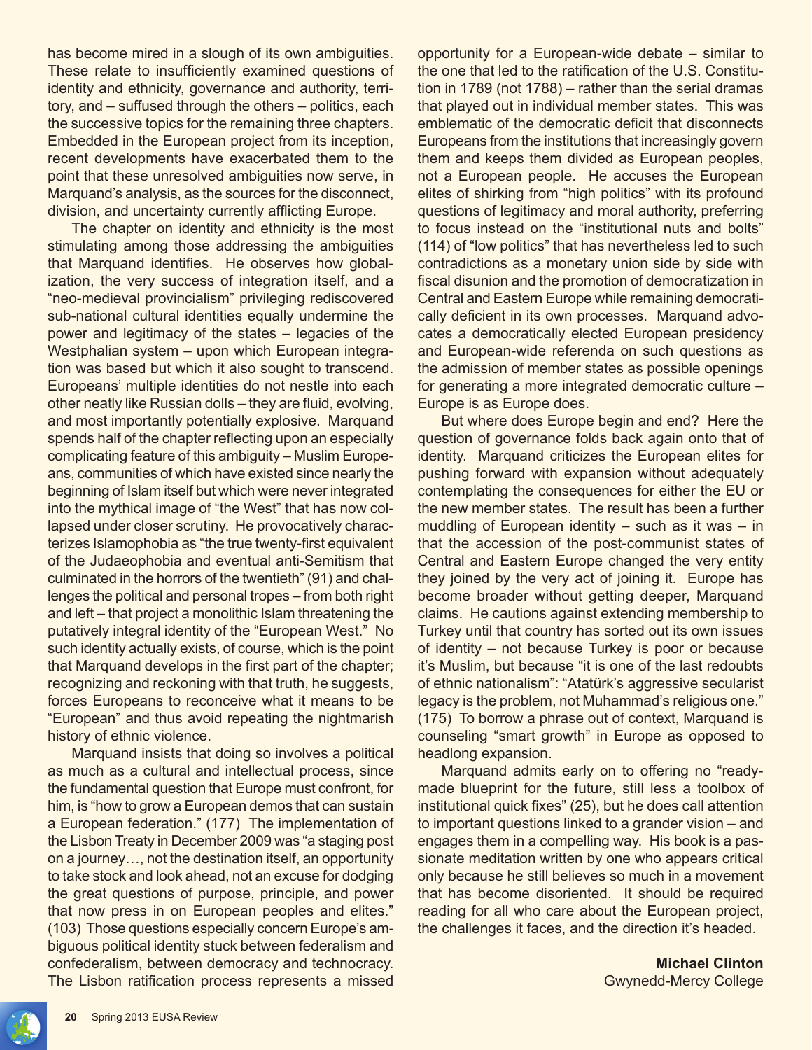has become mired in a slough of its own ambiguities. These relate to insufficiently examined questions of identity and ethnicity, governance and authority, territory, and – suffused through the others – politics, each the successive topics for the remaining three chapters. Embedded in the European project from its inception, recent developments have exacerbated them to the point that these unresolved ambiguities now serve, in Marquand's analysis, as the sources for the disconnect, division, and uncertainty currently afflicting Europe.

The chapter on identity and ethnicity is the most stimulating among those addressing the ambiguities that Marquand identifies. He observes how globalization, the very success of integration itself, and a "neo-medieval provincialism" privileging rediscovered sub-national cultural identities equally undermine the power and legitimacy of the states – legacies of the Westphalian system – upon which European integration was based but which it also sought to transcend. Europeans' multiple identities do not nestle into each other neatly like Russian dolls – they are fluid, evolving, and most importantly potentially explosive. Marquand spends half of the chapter reflecting upon an especially complicating feature of this ambiguity – Muslim Europeans, communities of which have existed since nearly the beginning of Islam itself but which were never integrated into the mythical image of "the West" that has now collapsed under closer scrutiny. He provocatively characterizes Islamophobia as "the true twenty-first equivalent of the Judaeophobia and eventual anti-Semitism that culminated in the horrors of the twentieth" (91) and challenges the political and personal tropes – from both right and left – that project a monolithic Islam threatening the putatively integral identity of the "European West." No such identity actually exists, of course, which is the point that Marquand develops in the first part of the chapter; recognizing and reckoning with that truth, he suggests, forces Europeans to reconceive what it means to be "European" and thus avoid repeating the nightmarish history of ethnic violence.

Marquand insists that doing so involves a political as much as a cultural and intellectual process, since the fundamental question that Europe must confront, for him, is "how to grow a European demos that can sustain a European federation." (177) The implementation of the Lisbon Treaty in December 2009 was "a staging post on a journey…, not the destination itself, an opportunity to take stock and look ahead, not an excuse for dodging the great questions of purpose, principle, and power that now press in on European peoples and elites." (103) Those questions especially concern Europe's ambiguous political identity stuck between federalism and confederalism, between democracy and technocracy. The Lisbon ratification process represents a missed opportunity for a European-wide debate – similar to the one that led to the ratification of the U.S. Constitution in 1789 (not 1788) – rather than the serial dramas that played out in individual member states. This was emblematic of the democratic deficit that disconnects Europeans from the institutions that increasingly govern them and keeps them divided as European peoples, not a European people. He accuses the European elites of shirking from "high politics" with its profound questions of legitimacy and moral authority, preferring to focus instead on the "institutional nuts and bolts" (114) of "low politics" that has nevertheless led to such contradictions as a monetary union side by side with fiscal disunion and the promotion of democratization in Central and Eastern Europe while remaining democratically deficient in its own processes. Marquand advocates a democratically elected European presidency and European-wide referenda on such questions as the admission of member states as possible openings for generating a more integrated democratic culture – Europe is as Europe does.

But where does Europe begin and end? Here the question of governance folds back again onto that of identity. Marquand criticizes the European elites for pushing forward with expansion without adequately contemplating the consequences for either the EU or the new member states. The result has been a further muddling of European identity – such as it was – in that the accession of the post-communist states of Central and Eastern Europe changed the very entity they joined by the very act of joining it. Europe has become broader without getting deeper, Marquand claims. He cautions against extending membership to Turkey until that country has sorted out its own issues of identity – not because Turkey is poor or because it's Muslim, but because "it is one of the last redoubts of ethnic nationalism": "Atatürk's aggressive secularist legacy is the problem, not Muhammad's religious one." (175) To borrow a phrase out of context, Marquand is counseling "smart growth" in Europe as opposed to headlong expansion.

Marquand admits early on to offering no "ready-made blueprint for the future, still less a toolbox of institutional quick fixes" (25), but he does call attention to important questions linked to a grander vision – and engages them in a compelling way. His book is a passionate meditation written by one who appears critical only because he still believes so much in a movement that has become disoriented. It should be required reading for all who care about the European project, the challenges it faces, and the direction it's headed.

**Michael Clinton**
Gwynedd-Mercy College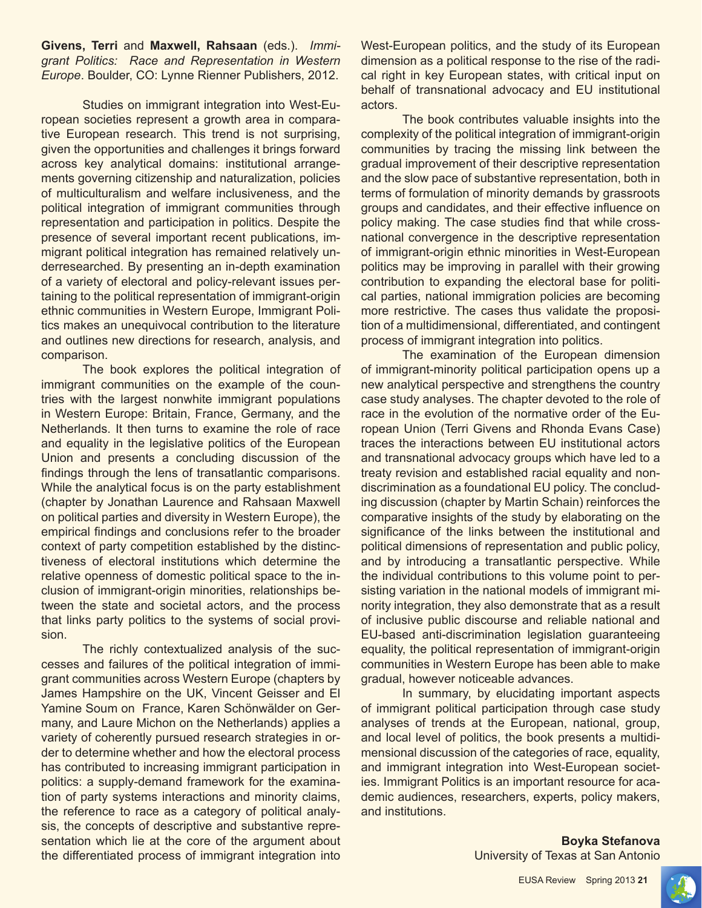**Givens, Terri** and **Maxwell, Rahsaan** (eds.). *Immigrant Politics: Race and Representation in Western Europe*. Boulder, CO: Lynne Rienner Publishers, 2012.

Studies on immigrant integration into West-European societies represent a growth area in comparative European research. This trend is not surprising, given the opportunities and challenges it brings forward across key analytical domains: institutional arrangements governing citizenship and naturalization, policies of multiculturalism and welfare inclusiveness, and the political integration of immigrant communities through representation and participation in politics. Despite the presence of several important recent publications, immigrant political integration has remained relatively underresearched. By presenting an in-depth examination of a variety of electoral and policy-relevant issues pertaining to the political representation of immigrant-origin ethnic communities in Western Europe, Immigrant Politics makes an unequivocal contribution to the literature and outlines new directions for research, analysis, and comparison.

The book explores the political integration of immigrant communities on the example of the countries with the largest nonwhite immigrant populations in Western Europe: Britain, France, Germany, and the Netherlands. It then turns to examine the role of race and equality in the legislative politics of the European Union and presents a concluding discussion of the findings through the lens of transatlantic comparisons. While the analytical focus is on the party establishment (chapter by Jonathan Laurence and Rahsaan Maxwell on political parties and diversity in Western Europe), the empirical findings and conclusions refer to the broader context of party competition established by the distinctiveness of electoral institutions which determine the relative openness of domestic political space to the inclusion of immigrant-origin minorities, relationships between the state and societal actors, and the process that links party politics to the systems of social provision.

The richly contextualized analysis of the successes and failures of the political integration of immigrant communities across Western Europe (chapters by James Hampshire on the UK, Vincent Geisser and El Yamine Soum on France, Karen Schönwälder on Germany, and Laure Michon on the Netherlands) applies a variety of coherently pursued research strategies in order to determine whether and how the electoral process has contributed to increasing immigrant participation in politics: a supply-demand framework for the examination of party systems interactions and minority claims, the reference to race as a category of political analysis, the concepts of descriptive and substantive representation which lie at the core of the argument about the differentiated process of immigrant integration into West-European politics, and the study of its European dimension as a political response to the rise of the radical right in key European states, with critical input on behalf of transnational advocacy and EU institutional actors.

The book contributes valuable insights into the complexity of the political integration of immigrant-origin communities by tracing the missing link between the gradual improvement of their descriptive representation and the slow pace of substantive representation, both in terms of formulation of minority demands by grassroots groups and candidates, and their effective influence on policy making. The case studies find that while cross-national convergence in the descriptive representation of immigrant-origin ethnic minorities in West-European politics may be improving in parallel with their growing contribution to expanding the electoral base for political parties, national immigration policies are becoming more restrictive. The cases thus validate the proposition of a multidimensional, differentiated, and contingent process of immigrant integration into politics.

The examination of the European dimension of immigrant-minority political participation opens up a new analytical perspective and strengthens the country case study analyses. The chapter devoted to the role of race in the evolution of the normative order of the European Union (Terri Givens and Rhonda Evans Case) traces the interactions between EU institutional actors and transnational advocacy groups which have led to a treaty revision and established racial equality and non-discrimination as a foundational EU policy. The concluding discussion (chapter by Martin Schain) reinforces the comparative insights of the study by elaborating on the significance of the links between the institutional and political dimensions of representation and public policy, and by introducing a transatlantic perspective. While the individual contributions to this volume point to persisting variation in the national models of immigrant minority integration, they also demonstrate that as a result of inclusive public discourse and reliable national and EU-based anti-discrimination legislation guaranteeing equality, the political representation of immigrant-origin communities in Western Europe has been able to make gradual, however noticeable advances.

In summary, by elucidating important aspects of immigrant political participation through case study analyses of trends at the European, national, group, and local level of politics, the book presents a multidimensional discussion of the categories of race, equality, and immigrant integration into West-European societies. Immigrant Politics is an important resource for academic audiences, researchers, experts, policy makers, and institutions.

**Boyka Stefanova**
University of Texas at San Antonio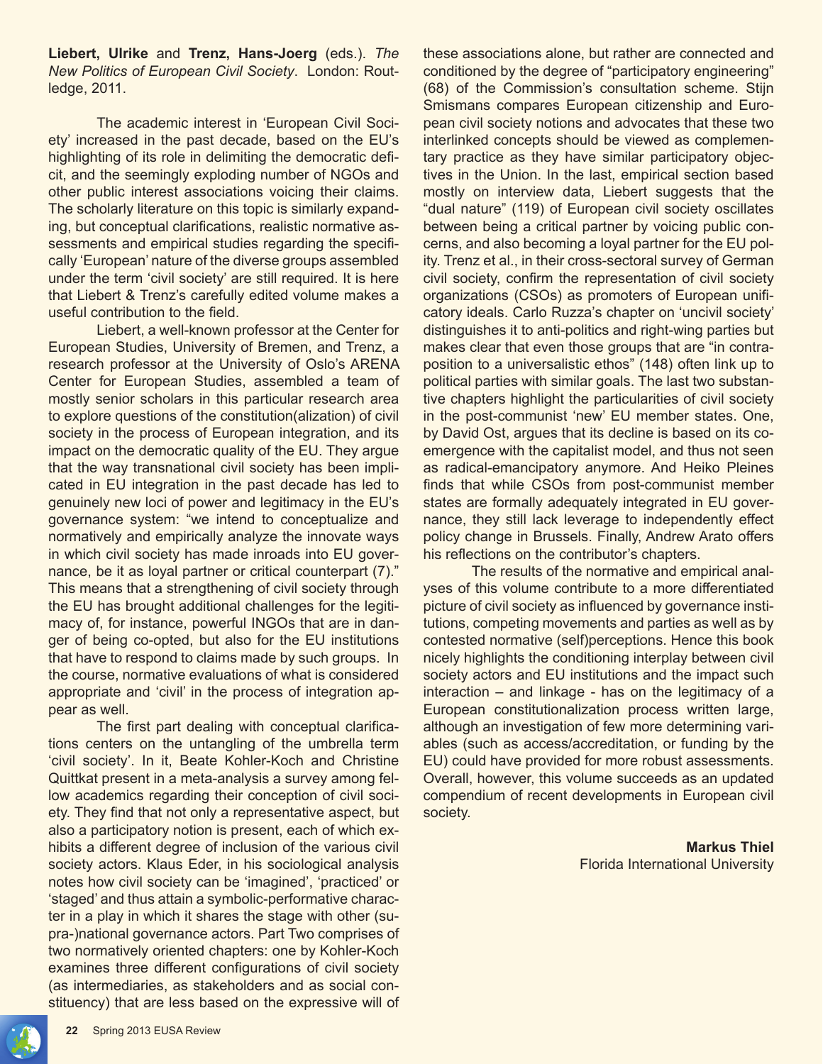**Liebert, Ulrike** and **Trenz, Hans-Joerg** (eds.). *The New Politics of European Civil Society*. London: Routledge, 2011.

The academic interest in 'European Civil Society' increased in the past decade, based on the EU's highlighting of its role in delimiting the democratic deficit, and the seemingly exploding number of NGOs and other public interest associations voicing their claims. The scholarly literature on this topic is similarly expanding, but conceptual clarifications, realistic normative assessments and empirical studies regarding the specifically 'European' nature of the diverse groups assembled under the term 'civil society' are still required. It is here that Liebert & Trenz's carefully edited volume makes a useful contribution to the field.

Liebert, a well-known professor at the Center for European Studies, University of Bremen, and Trenz, a research professor at the University of Oslo's ARENA Center for European Studies, assembled a team of mostly senior scholars in this particular research area to explore questions of the constitution(alization) of civil society in the process of European integration, and its impact on the democratic quality of the EU. They argue that the way transnational civil society has been implicated in EU integration in the past decade has led to genuinely new loci of power and legitimacy in the EU's governance system: "we intend to conceptualize and normatively and empirically analyze the innovate ways in which civil society has made inroads into EU governance, be it as loyal partner or critical counterpart (7)." This means that a strengthening of civil society through the EU has brought additional challenges for the legitimacy of, for instance, powerful INGOs that are in danger of being co-opted, but also for the EU institutions that have to respond to claims made by such groups. In the course, normative evaluations of what is considered appropriate and 'civil' in the process of integration appear as well.

The first part dealing with conceptual clarifications centers on the untangling of the umbrella term 'civil society'. In it, Beate Kohler-Koch and Christine Quittkat present in a meta-analysis a survey among fellow academics regarding their conception of civil society. They find that not only a representative aspect, but also a participatory notion is present, each of which exhibits a different degree of inclusion of the various civil society actors. Klaus Eder, in his sociological analysis notes how civil society can be 'imagined', 'practiced' or 'staged' and thus attain a symbolic-performative character in a play in which it shares the stage with other (supra-)national governance actors. Part Two comprises of two normatively oriented chapters: one by Kohler-Koch examines three different configurations of civil society (as intermediaries, as stakeholders and as social constituency) that are less based on the expressive will of these associations alone, but rather are connected and conditioned by the degree of "participatory engineering" (68) of the Commission's consultation scheme. Stijn Smismans compares European citizenship and European civil society notions and advocates that these two interlinked concepts should be viewed as complementary practice as they have similar participatory objectives in the Union. In the last, empirical section based mostly on interview data, Liebert suggests that the "dual nature" (119) of European civil society oscillates between being a critical partner by voicing public concerns, and also becoming a loyal partner for the EU polity. Trenz et al., in their cross-sectoral survey of German civil society, confirm the representation of civil society organizations (CSOs) as promoters of European unificatory ideals. Carlo Ruzza's chapter on 'uncivil society' distinguishes it to anti-politics and right-wing parties but makes clear that even those groups that are "in contraposition to a universalistic ethos" (148) often link up to political parties with similar goals. The last two substantive chapters highlight the particularities of civil society in the post-communist 'new' EU member states. One, by David Ost, argues that its decline is based on its co-emergence with the capitalist model, and thus not seen as radical-emancipatory anymore. And Heiko Pleines finds that while CSOs from post-communist member states are formally adequately integrated in EU governance, they still lack leverage to independently effect policy change in Brussels. Finally, Andrew Arato offers his reflections on the contributor's chapters.

The results of the normative and empirical analyses of this volume contribute to a more differentiated picture of civil society as influenced by governance institutions, competing movements and parties as well as by contested normative (self)perceptions. Hence this book nicely highlights the conditioning interplay between civil society actors and EU institutions and the impact such interaction – and linkage - has on the legitimacy of a European constitutionalization process written large, although an investigation of few more determining variables (such as access/accreditation, or funding by the EU) could have provided for more robust assessments. Overall, however, this volume succeeds as an updated compendium of recent developments in European civil society.

**Markus Thiel**
Florida International University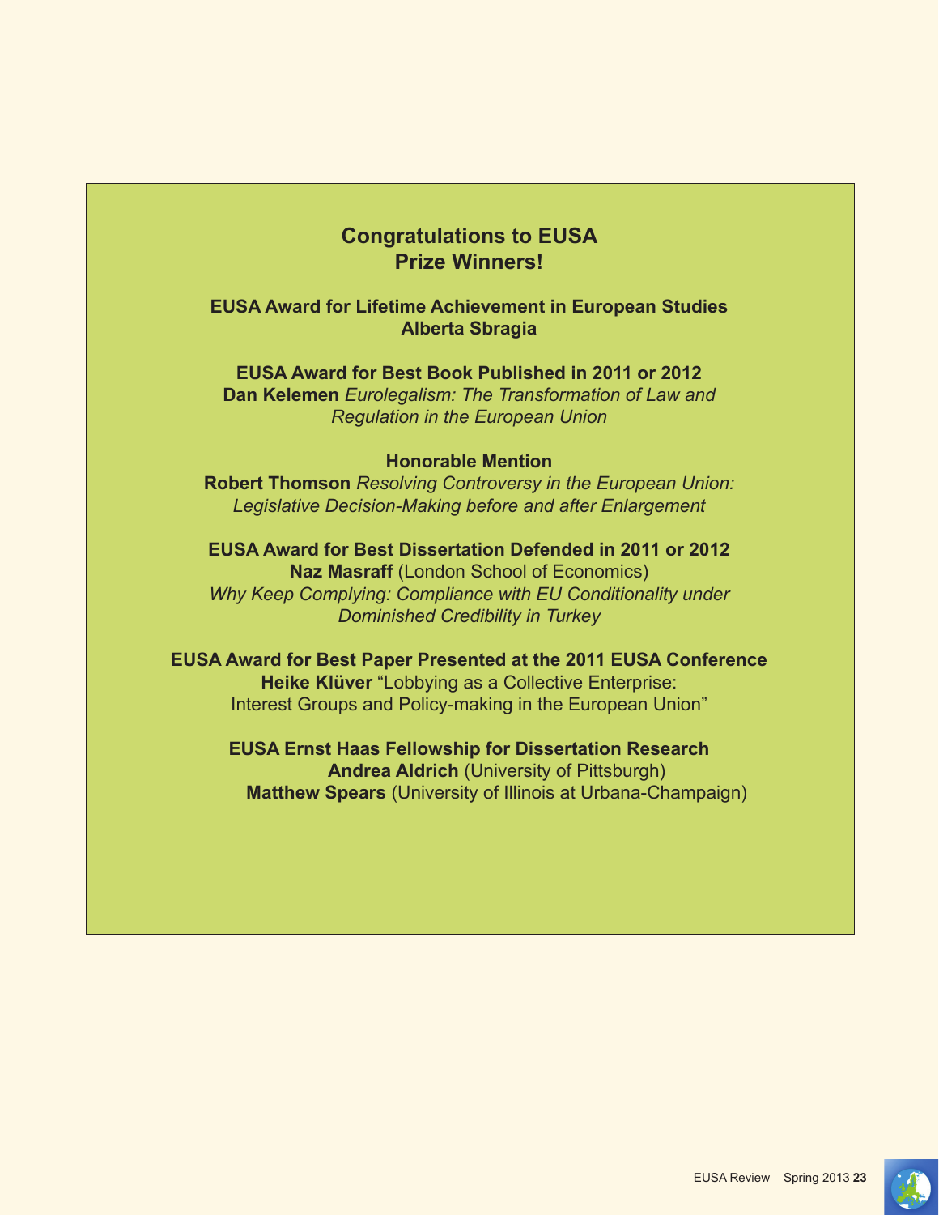## Congratulations to EUSA Prize Winners!

**EUSA Award for Lifetime Achievement in European Studies**
**Alberta Sbragia**

**EUSA Award for Best Book Published in 2011 or 2012**
**Dan Kelemen** *Eurolegalism: The Transformation of Law and Regulation in the European Union*

**Honorable Mention**
**Robert Thomson** *Resolving Controversy in the European Union: Legislative Decision-Making before and after Enlargement*

**EUSA Award for Best Dissertation Defended in 2011 or 2012**
**Naz Masraff** (London School of Economics)
*Why Keep Complying: Compliance with EU Conditionality under Dominished Credibility in Turkey*

**EUSA Award for Best Paper Presented at the 2011 EUSA Conference**
**Heike Klüver** "Lobbying as a Collective Enterprise: Interest Groups and Policy-making in the European Union"

**EUSA Ernst Haas Fellowship for Dissertation Research**
**Andrea Aldrich** (University of Pittsburgh)
**Matthew Spears** (University of Illinois at Urbana-Champaign)